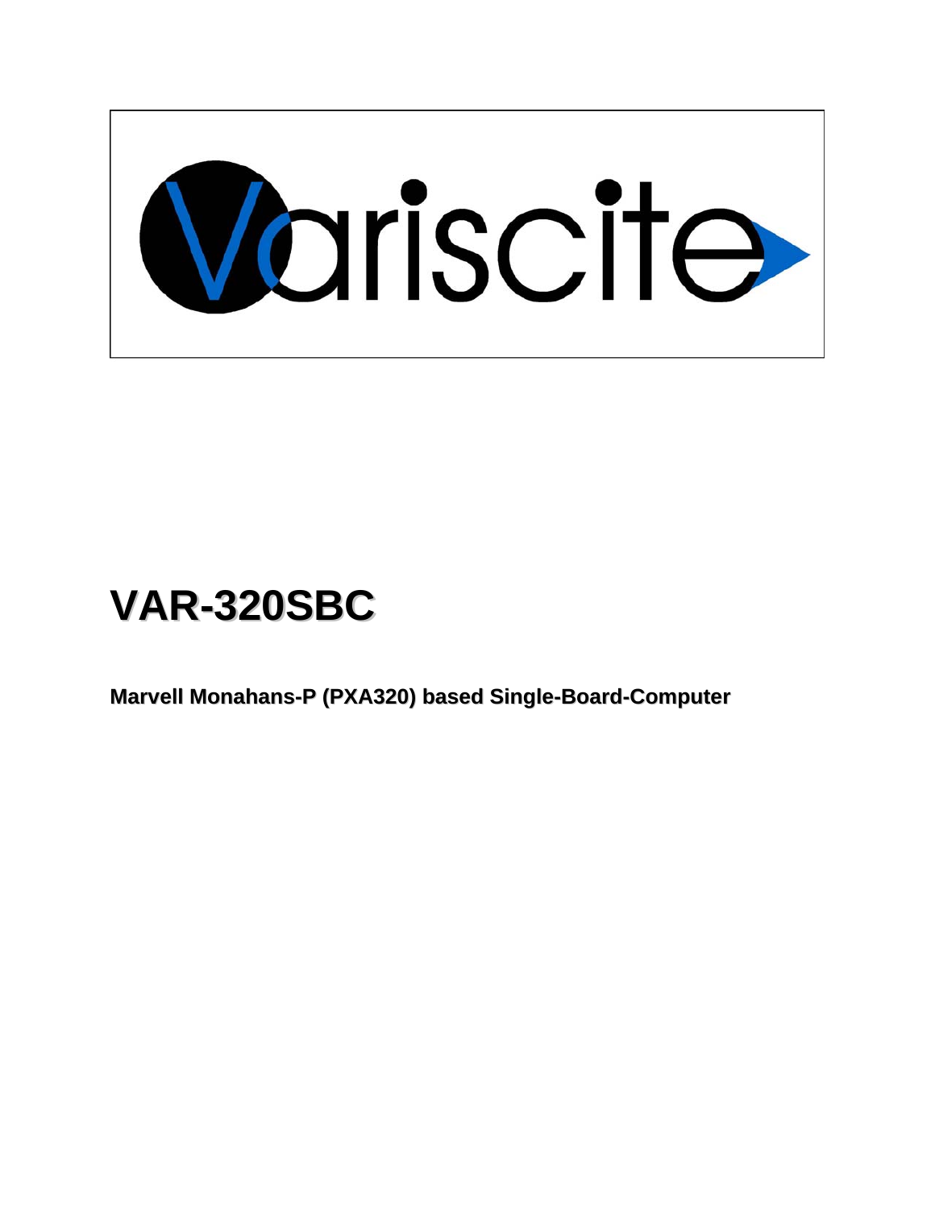# VAR-320SBC

**Marvell Monahans-P (PXA320) based Single-Board-Computer**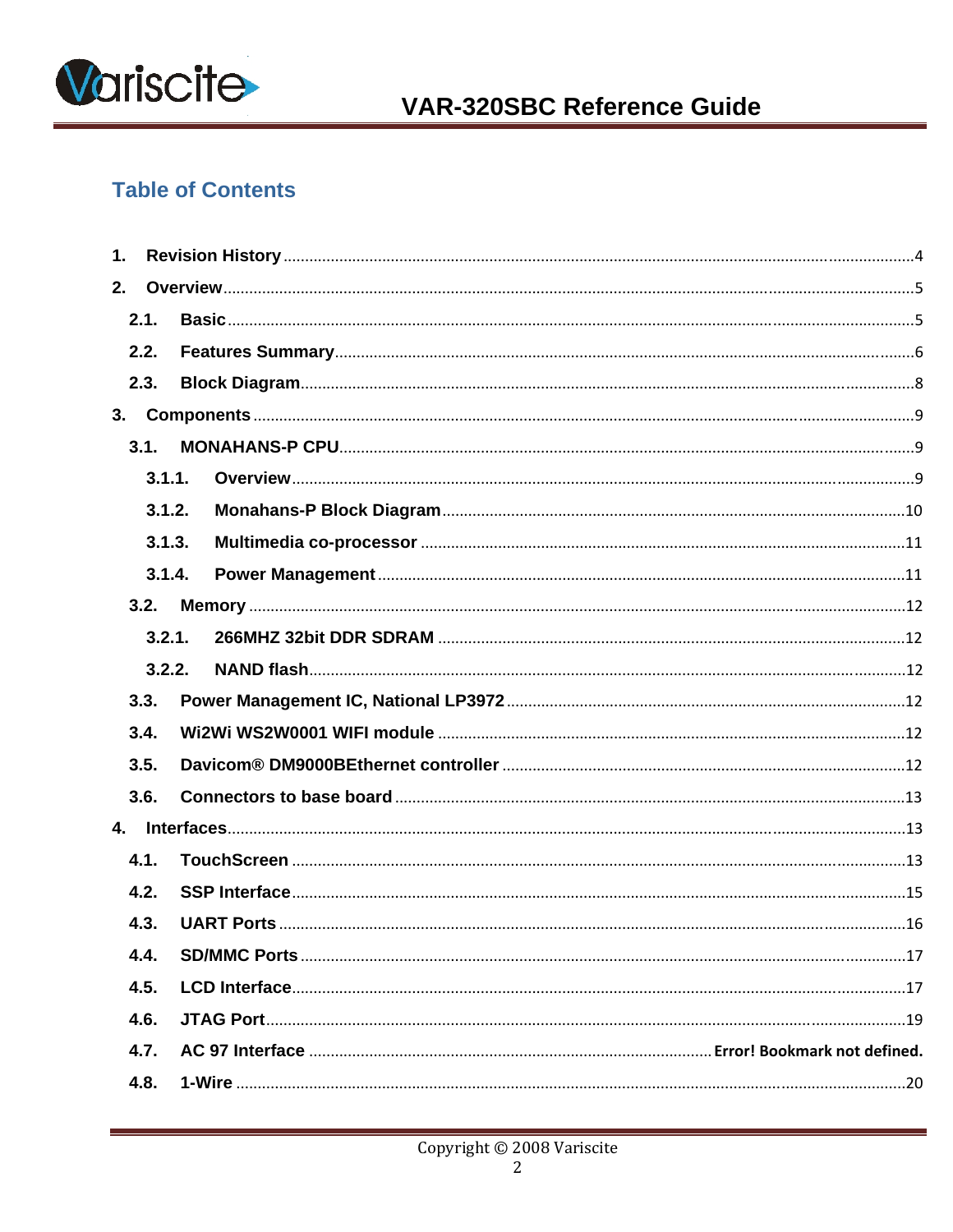## Table of Contents

1. Revision History ....................................................................................................4
2. Overview ..................................................................................................................5
   - 2.1. Basic ..............................................................................................................5
   - 2.2. Features Summary ...........................................................................................6
   - 2.3. Block Diagram .................................................................................................8
3. Components .............................................................................................................9
   - 3.1. MONAHANS-P CPU ..........................................................................................9
     - 3.1.1. Overview ..................................................................................................9
     - 3.1.2. Monahans-P Block Diagram ...................................................................10
     - 3.1.3. Multimedia co-processor ........................................................................11
     - 3.1.4. Power Management ................................................................................11
   - 3.2. Memory ..........................................................................................................12
     - 3.2.1. 266MHZ 32bit DDR SDRAM ....................................................................12
     - 3.2.2. NAND flash .............................................................................................12
   - 3.3. Power Management IC, National LP3972 .......................................................12
   - 3.4. Wi2Wi WS2W0001 WIFI module ....................................................................12
   - 3.5. Davicom® DM9000BEthernet controller .........................................................12
   - 3.6. Connectors to base board ...............................................................................13
4. Interfaces ................................................................................................................13
   - 4.1. TouchScreen ..................................................................................................13
   - 4.2. SSP Interface .................................................................................................15
   - 4.3. UART Ports ....................................................................................................16
   - 4.4. SD/MMC Ports ...............................................................................................17
   - 4.5. LCD Interface .................................................................................................17
   - 4.6. JTAG Port .......................................................................................................19
   - 4.7. AC 97 Interface .................................................................. Error! Bookmark not defined.
   - 4.8. 1-Wire .............................................................................................................20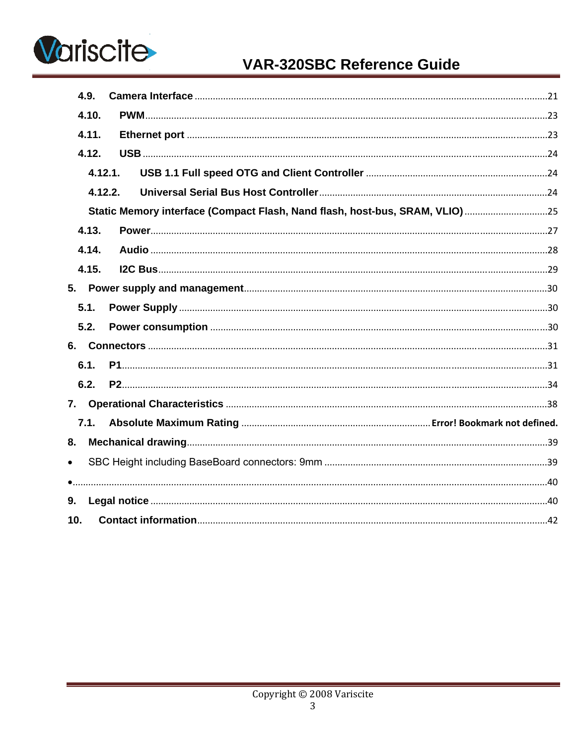- **4.9. Camera Interface** ........ 21
- **4.10. PWM** ........ 23
- **4.11. Ethernet port** ........ 23
- **4.12. USB** ........ 24
  - **4.12.1. USB 1.1 Full speed OTG and Client Controller** ........ 24
  - **4.12.2. Universal Serial Bus Host Controller** ........ 24
  - **Static Memory interface (Compact Flash, Nand flash, host-bus, SRAM, VLIO)** ........ 25
- **4.13. Power** ........ 27
- **4.14. Audio** ........ 28
- **4.15. I2C Bus** ........ 29

**5. Power supply and management** ........ 30

- **5.1. Power Supply** ........ 30
- **5.2. Power consumption** ........ 30

**6. Connectors** ........ 31

- **6.1. P1** ........ 31
- **6.2. P2** ........ 34

**7. Operational Characteristics** ........ 38

- **7.1. Absolute Maximum Rating** ........ **Error! Bookmark not defined.**

**8. Mechanical drawing** ........ 39

- SBC Height including BaseBoard connectors: 9mm ........ 39
- ........ 40

**9. Legal notice** ........ 40

**10. Contact information** ........ 42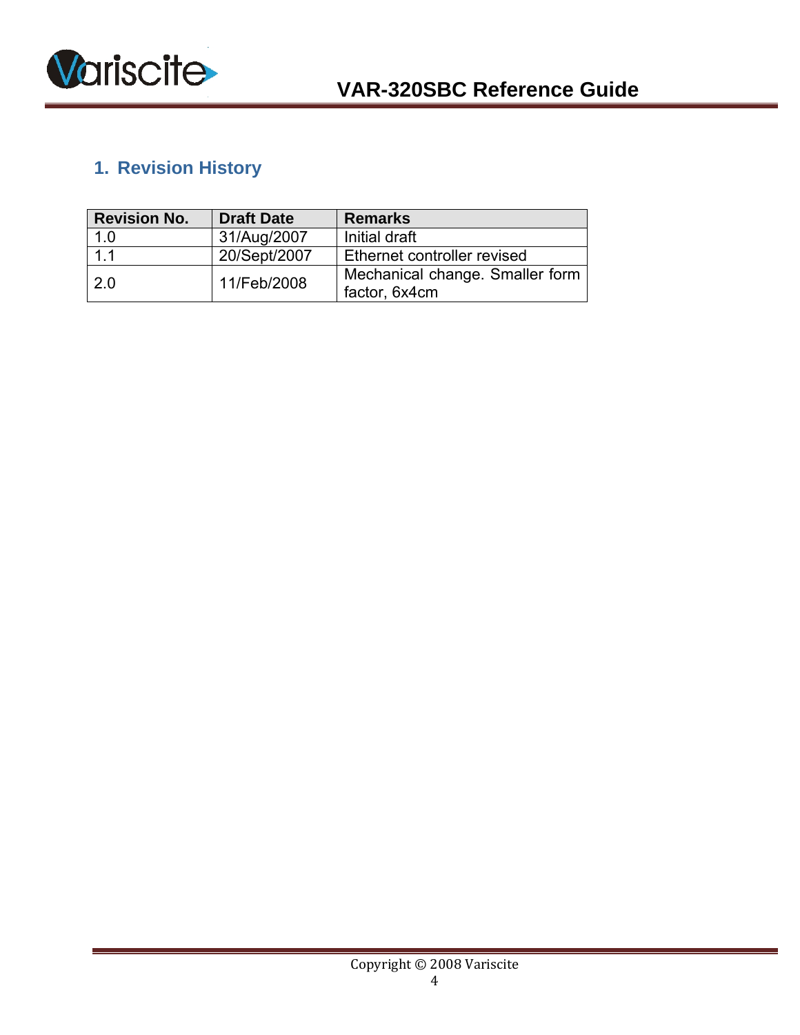# 1. Revision History

| Revision No. | Draft Date | Remarks |
|---|---|---|
| 1.0 | 31/Aug/2007 | Initial draft |
| 1.1 | 20/Sept/2007 | Ethernet controller revised |
| 2.0 | 11/Feb/2008 | Mechanical change. Smaller form factor, 6x4cm |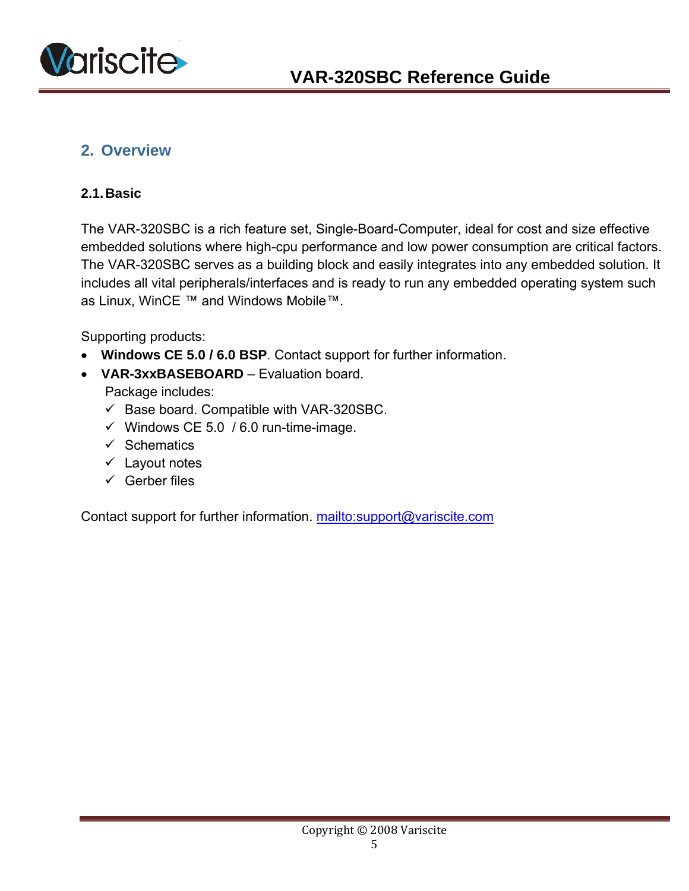## 2. Overview

### 2.1. Basic

The VAR-320SBC is a rich feature set, Single-Board-Computer, ideal for cost and size effective embedded solutions where high-cpu performance and low power consumption are critical factors. The VAR-320SBC serves as a building block and easily integrates into any embedded solution. It includes all vital peripherals/interfaces and is ready to run any embedded operating system such as Linux, WinCE ™ and Windows Mobile™.

Supporting products:

- **Windows CE 5.0 / 6.0 BSP**. Contact support for further information.
- **VAR-3xxBASEBOARD** – Evaluation board.
  Package includes:
  - ✓ Base board. Compatible with VAR-320SBC.
  - ✓ Windows CE 5.0 / 6.0 run-time-image.
  - ✓ Schematics
  - ✓ Layout notes
  - ✓ Gerber files

Contact support for further information. [mailto:support@variscite.com](mailto:support@variscite.com)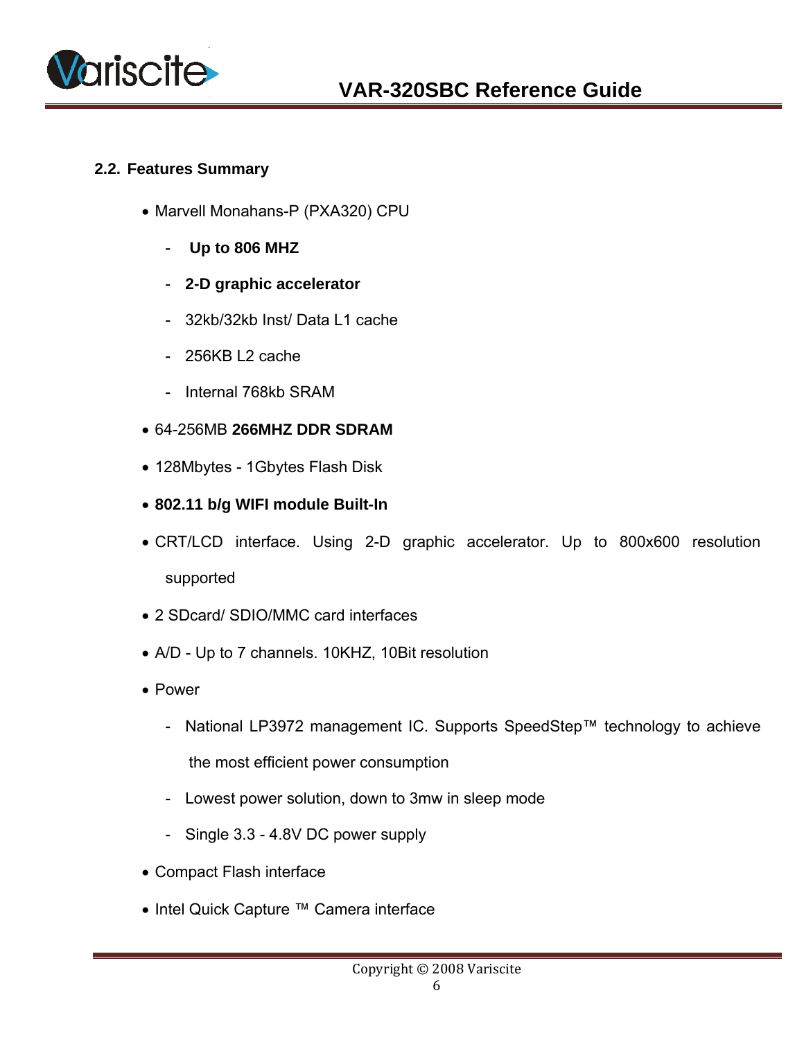## 2.2. Features Summary

- Marvell Monahans-P (PXA320) CPU
  - **Up to 806 MHZ**
  - **2-D graphic accelerator**
  - 32kb/32kb Inst/ Data L1 cache
  - 256KB L2 cache
  - Internal 768kb SRAM
- 64-256MB **266MHZ DDR SDRAM**
- 128Mbytes - 1Gbytes Flash Disk
- **802.11 b/g WIFI module Built-In**
- CRT/LCD interface. Using 2-D graphic accelerator. Up to 800x600 resolution supported
- 2 SDcard/ SDIO/MMC card interfaces
- A/D - Up to 7 channels. 10KHZ, 10Bit resolution
- Power
  - National LP3972 management IC. Supports SpeedStep™ technology to achieve the most efficient power consumption
  - Lowest power solution, down to 3mw in sleep mode
  - Single 3.3 - 4.8V DC power supply
- Compact Flash interface
- Intel Quick Capture ™ Camera interface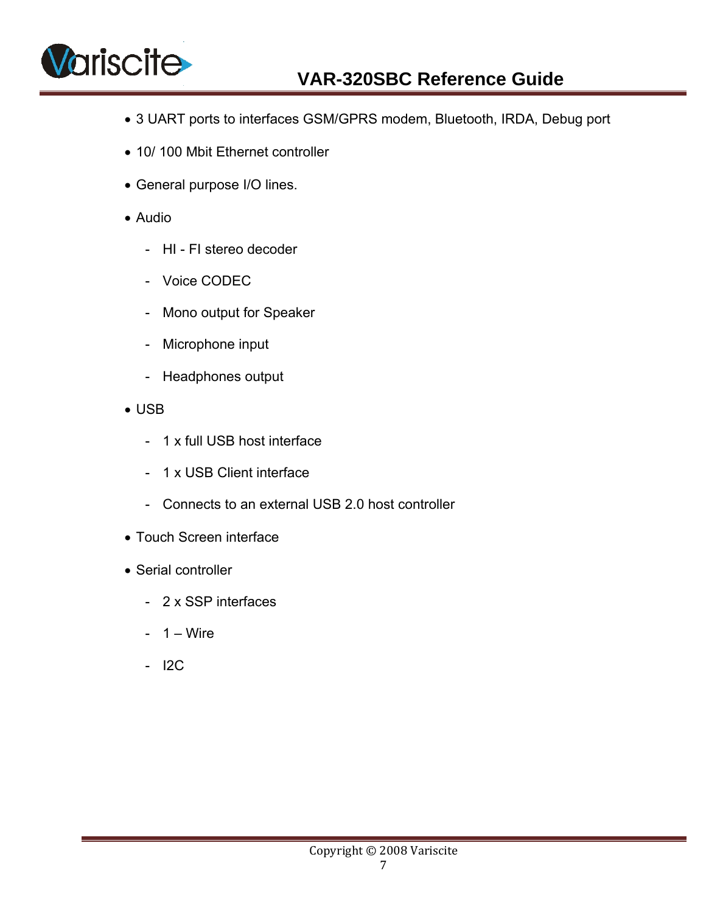- 3 UART ports to interfaces GSM/GPRS modem, Bluetooth, IRDA, Debug port
- 10/ 100 Mbit Ethernet controller
- General purpose I/O lines.
- Audio
  - HI - FI stereo decoder
  - Voice CODEC
  - Mono output for Speaker
  - Microphone input
  - Headphones output
- USB
  - 1 x full USB host interface
  - 1 x USB Client interface
  - Connects to an external USB 2.0 host controller
- Touch Screen interface
- Serial controller
  - 2 x SSP interfaces
  - 1 – Wire
  - I2C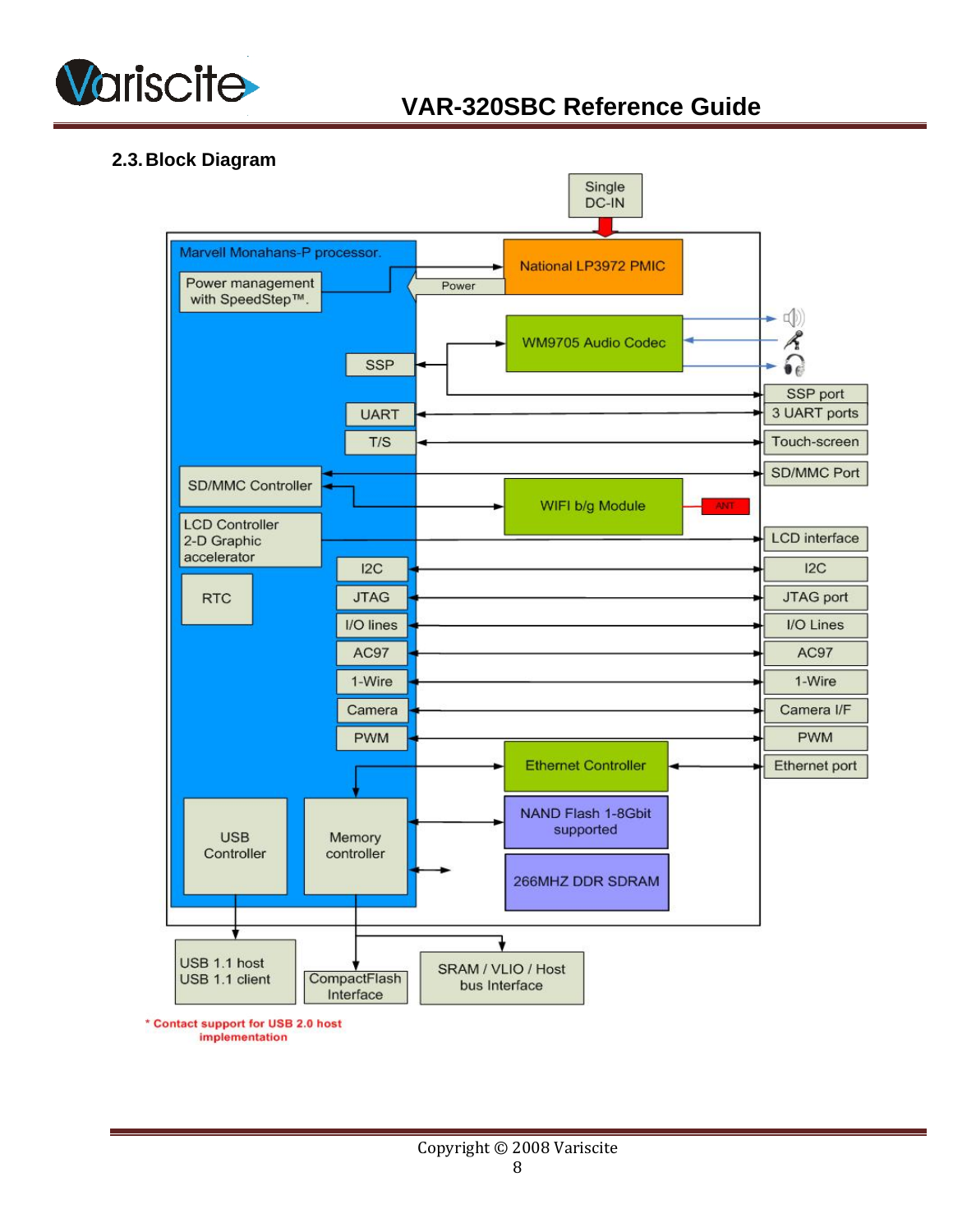## 2.3. Block Diagram

Single DC-IN

Marvell Monahans-P processor.

Power management with SpeedStep™.

National LP3972 PMIC

Power

WM9705 Audio Codec

SSP

SSP port

UART

3 UART ports

T/S

Touch-screen

SD/MMC Controller

SD/MMC Port

WIFI b/g Module

ANT

LCD Controller 2-D Graphic accelerator

LCD interface

I2C

I2C

RTC

JTAG

JTAG port

I/O lines

I/O Lines

AC97

AC97

1-Wire

1-Wire

Camera

Camera I/F

PWM

PWM

Ethernet Controller

Ethernet port

NAND Flash 1-8Gbit supported

USB Controller

Memory controller

266MHZ DDR SDRAM

USB 1.1 host
USB 1.1 client

CompactFlash Interface

SRAM / VLIO / Host bus Interface

* Contact support for USB 2.0 host implementation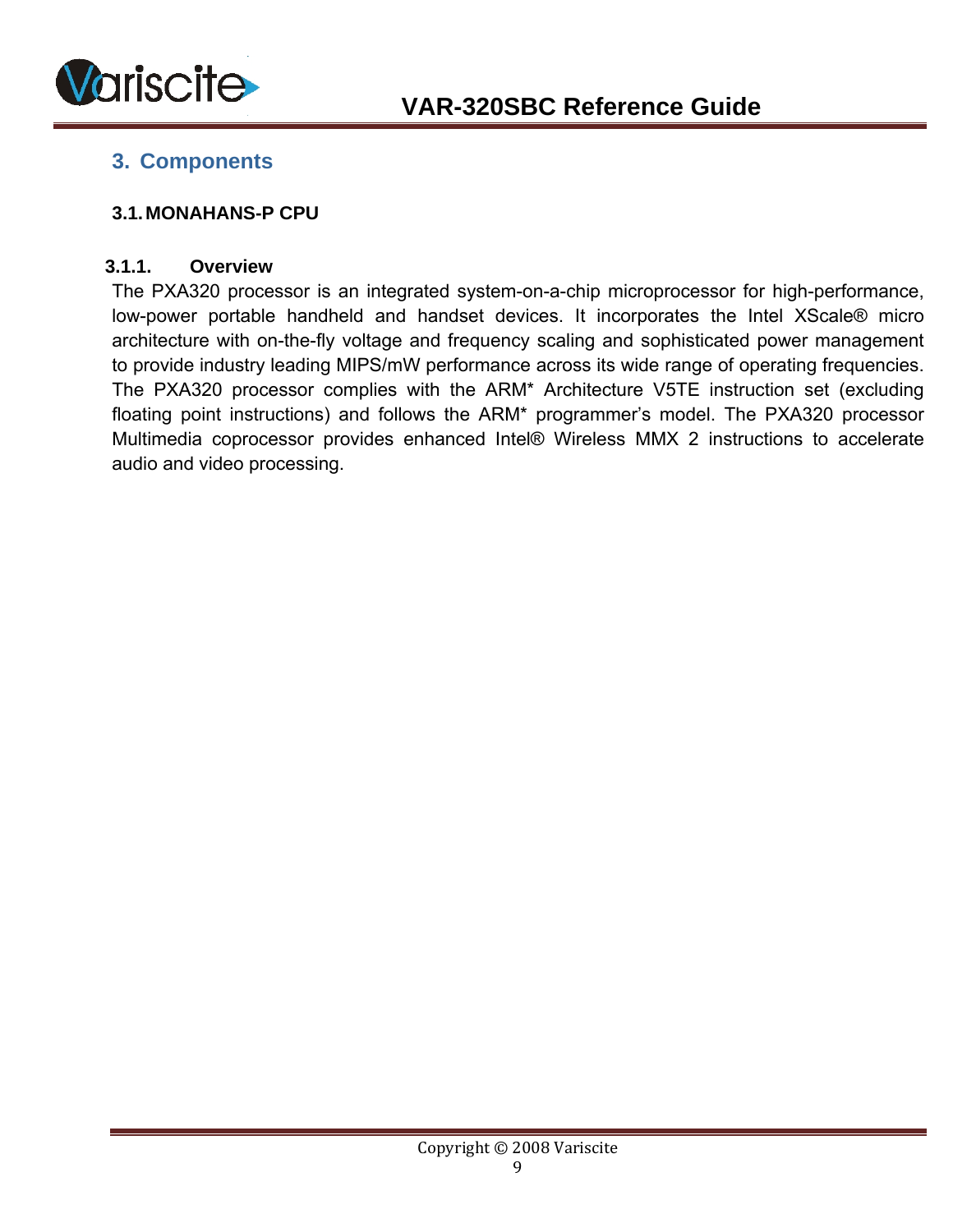# 3. Components

## 3.1. MONAHANS-P CPU

### 3.1.1. Overview

The PXA320 processor is an integrated system-on-a-chip microprocessor for high-performance, low-power portable handheld and handset devices. It incorporates the Intel XScale® micro architecture with on-the-fly voltage and frequency scaling and sophisticated power management to provide industry leading MIPS/mW performance across its wide range of operating frequencies. The PXA320 processor complies with the ARM* Architecture V5TE instruction set (excluding floating point instructions) and follows the ARM* programmer's model. The PXA320 processor Multimedia coprocessor provides enhanced Intel® Wireless MMX 2 instructions to accelerate audio and video processing.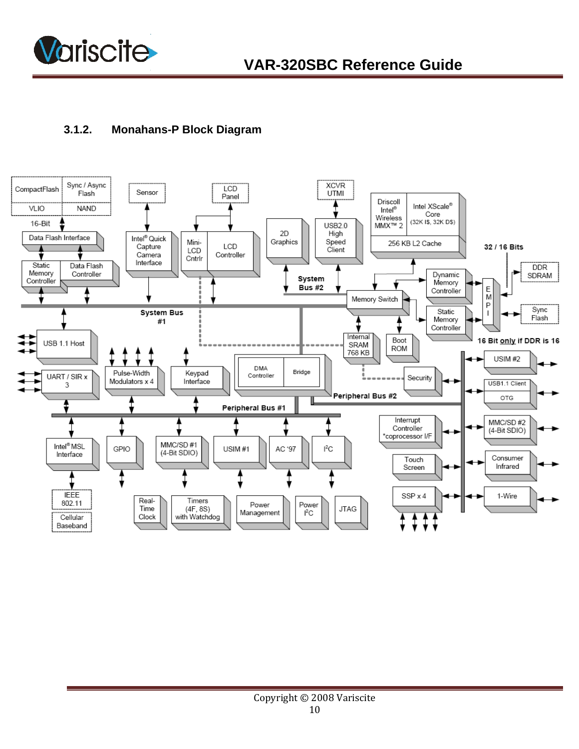### 3.1.2. Monahans-P Block Diagram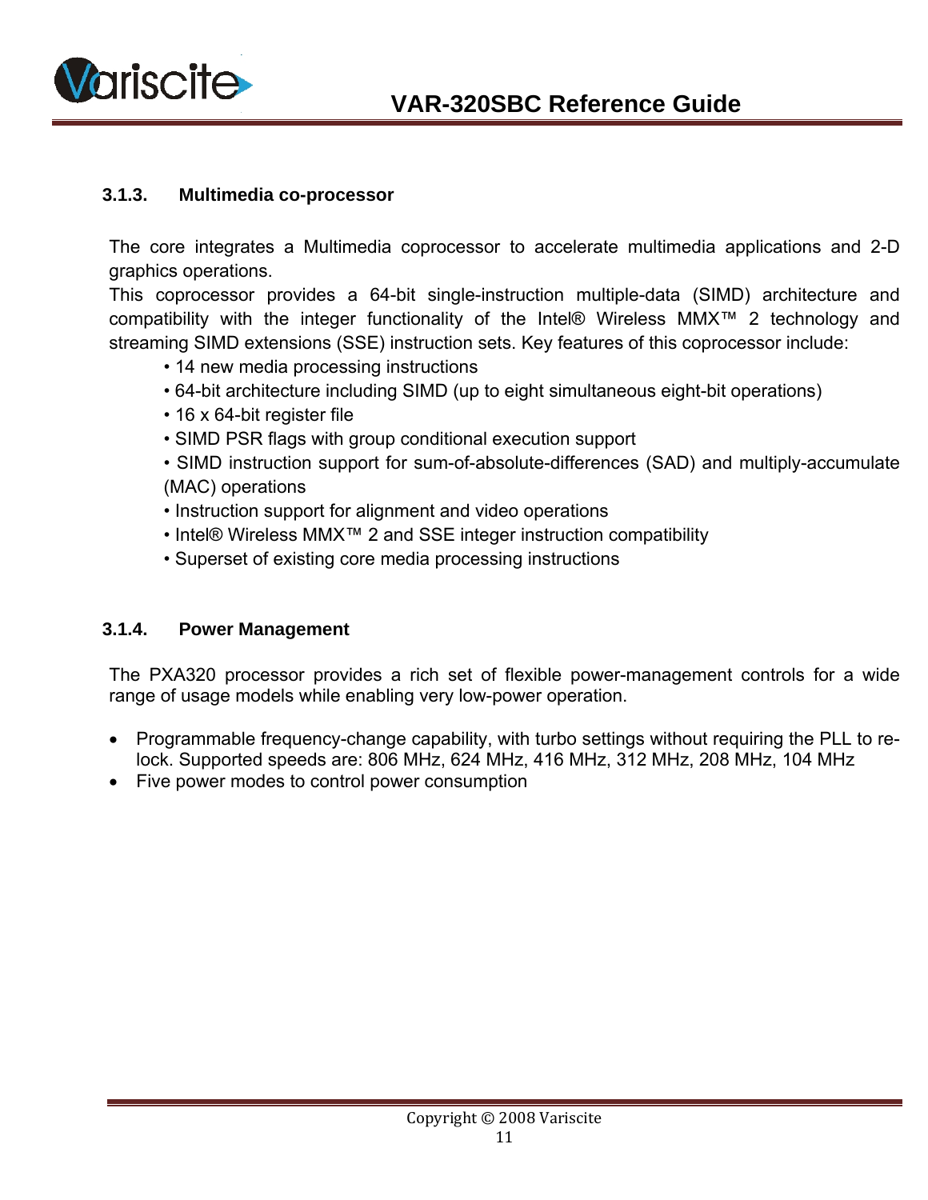### 3.1.3. Multimedia co-processor

The core integrates a Multimedia coprocessor to accelerate multimedia applications and 2-D graphics operations.
This coprocessor provides a 64-bit single-instruction multiple-data (SIMD) architecture and compatibility with the integer functionality of the Intel® Wireless MMX™ 2 technology and streaming SIMD extensions (SSE) instruction sets. Key features of this coprocessor include:

- 14 new media processing instructions
- 64-bit architecture including SIMD (up to eight simultaneous eight-bit operations)
- 16 x 64-bit register file
- SIMD PSR flags with group conditional execution support
- SIMD instruction support for sum-of-absolute-differences (SAD) and multiply-accumulate (MAC) operations
- Instruction support for alignment and video operations
- Intel® Wireless MMX™ 2 and SSE integer instruction compatibility
- Superset of existing core media processing instructions

### 3.1.4. Power Management

The PXA320 processor provides a rich set of flexible power-management controls for a wide range of usage models while enabling very low-power operation.

- Programmable frequency-change capability, with turbo settings without requiring the PLL to re-lock. Supported speeds are: 806 MHz, 624 MHz, 416 MHz, 312 MHz, 208 MHz, 104 MHz
- Five power modes to control power consumption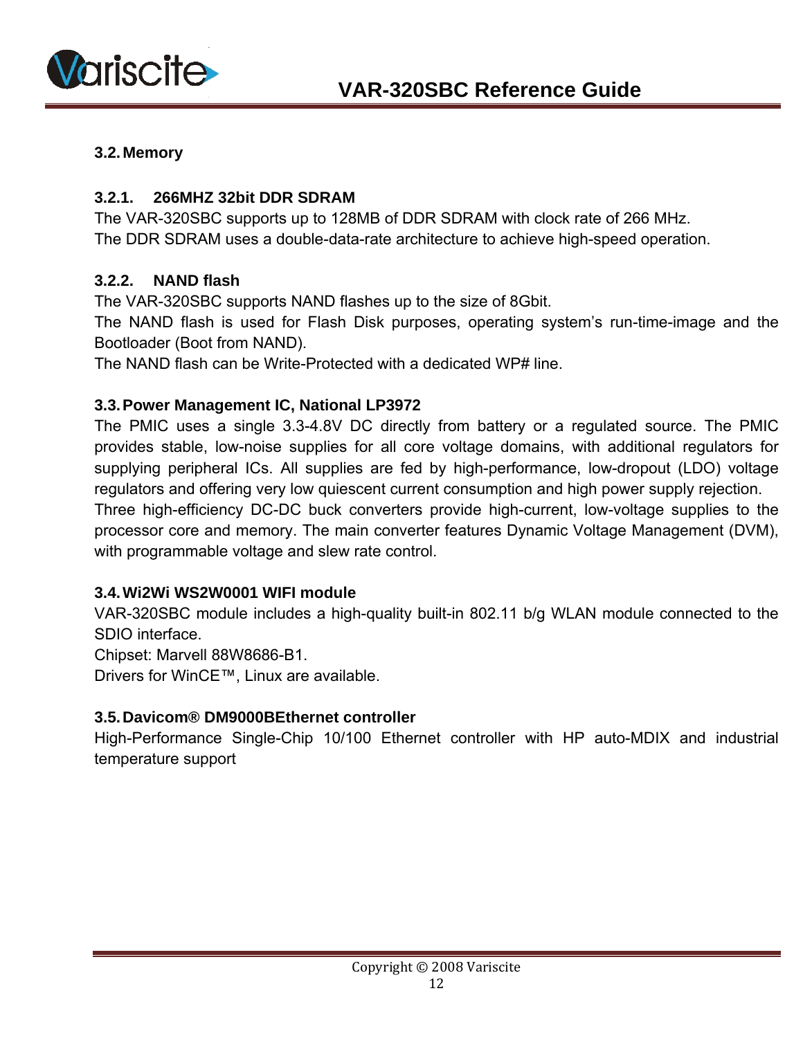## 3.2. Memory

### 3.2.1. 266MHZ 32bit DDR SDRAM

The VAR-320SBC supports up to 128MB of DDR SDRAM with clock rate of 266 MHz.
The DDR SDRAM uses a double-data-rate architecture to achieve high-speed operation.

### 3.2.2. NAND flash

The VAR-320SBC supports NAND flashes up to the size of 8Gbit.
The NAND flash is used for Flash Disk purposes, operating system's run-time-image and the Bootloader (Boot from NAND).
The NAND flash can be Write-Protected with a dedicated WP# line.

## 3.3. Power Management IC, National LP3972

The PMIC uses a single 3.3-4.8V DC directly from battery or a regulated source. The PMIC provides stable, low-noise supplies for all core voltage domains, with additional regulators for supplying peripheral ICs. All supplies are fed by high-performance, low-dropout (LDO) voltage regulators and offering very low quiescent current consumption and high power supply rejection.
Three high-efficiency DC-DC buck converters provide high-current, low-voltage supplies to the processor core and memory. The main converter features Dynamic Voltage Management (DVM), with programmable voltage and slew rate control.

## 3.4. Wi2Wi WS2W0001 WIFI module

VAR-320SBC module includes a high-quality built-in 802.11 b/g WLAN module connected to the SDIO interface.
Chipset: Marvell 88W8686-B1.
Drivers for WinCE™, Linux are available.

## 3.5. Davicom® DM9000BEthernet controller

High-Performance Single-Chip 10/100 Ethernet controller with HP auto-MDIX and industrial temperature support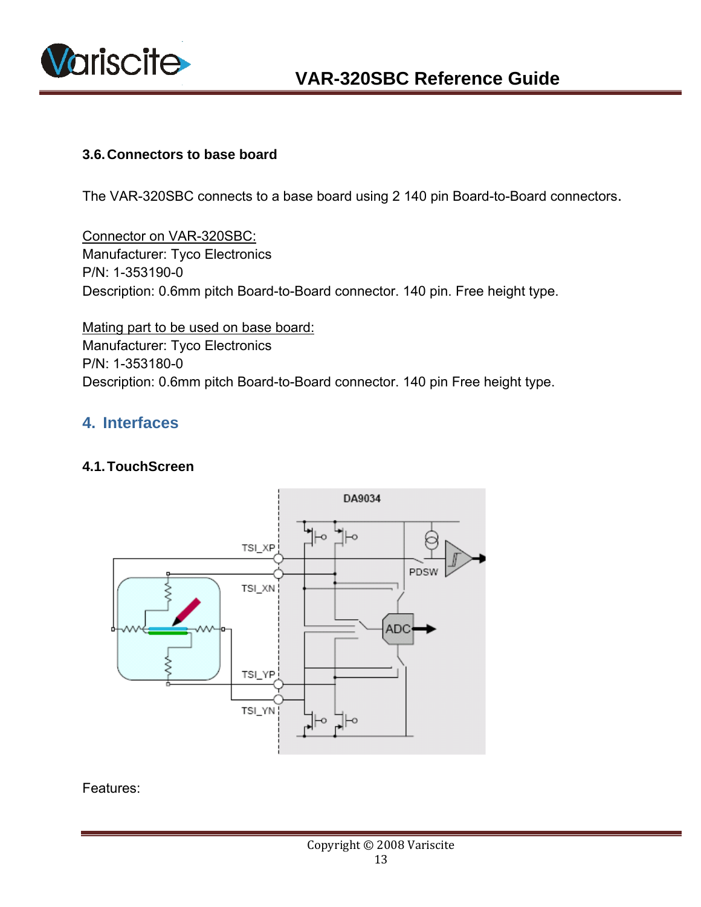### 3.6. Connectors to base board

The VAR-320SBC connects to a base board using 2 140 pin Board-to-Board connectors.

Connector on VAR-320SBC:
Manufacturer: Tyco Electronics
P/N: 1-353190-0
Description: 0.6mm pitch Board-to-Board connector. 140 pin. Free height type.

Mating part to be used on base board:
Manufacturer: Tyco Electronics
P/N: 1-353180-0
Description: 0.6mm pitch Board-to-Board connector. 140 pin Free height type.

## 4. Interfaces

### 4.1. TouchScreen

Features: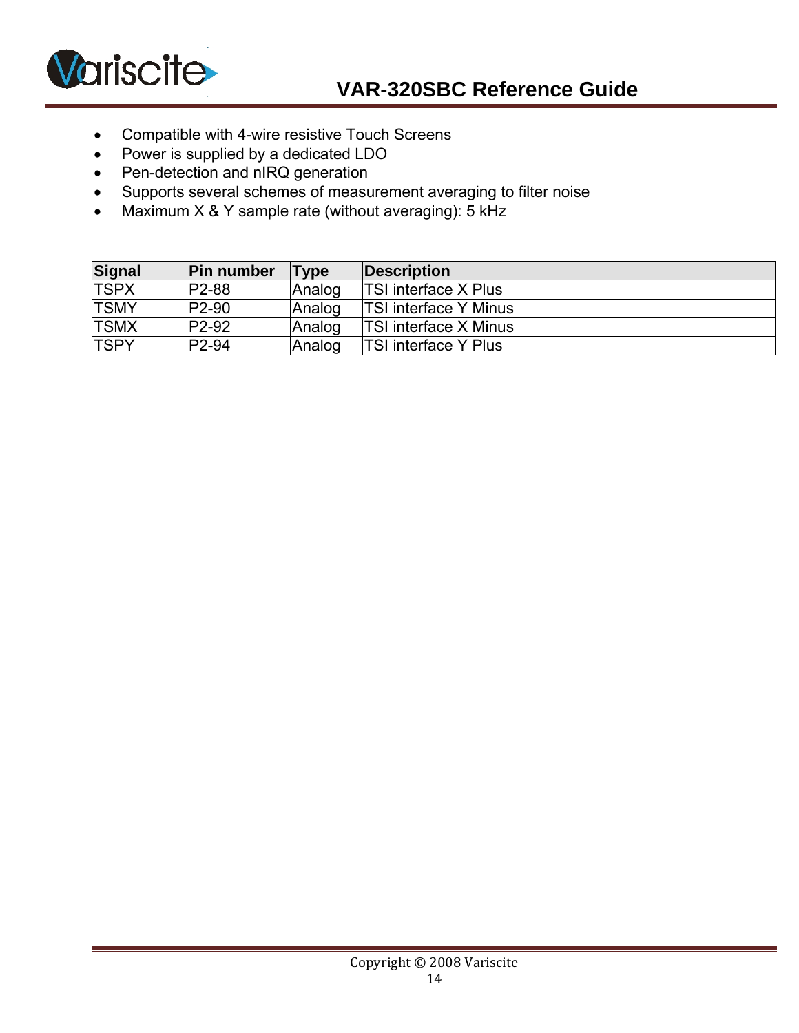- Compatible with 4-wire resistive Touch Screens
- Power is supplied by a dedicated LDO
- Pen-detection and nIRQ generation
- Supports several schemes of measurement averaging to filter noise
- Maximum X & Y sample rate (without averaging): 5 kHz

| Signal | Pin number | Type | Description |
|---|---|---|---|
| TSPX | P2-88 | Analog | TSI interface X Plus |
| TSMY | P2-90 | Analog | TSI interface Y Minus |
| TSMX | P2-92 | Analog | TSI interface X Minus |
| TSPY | P2-94 | Analog | TSI interface Y Plus |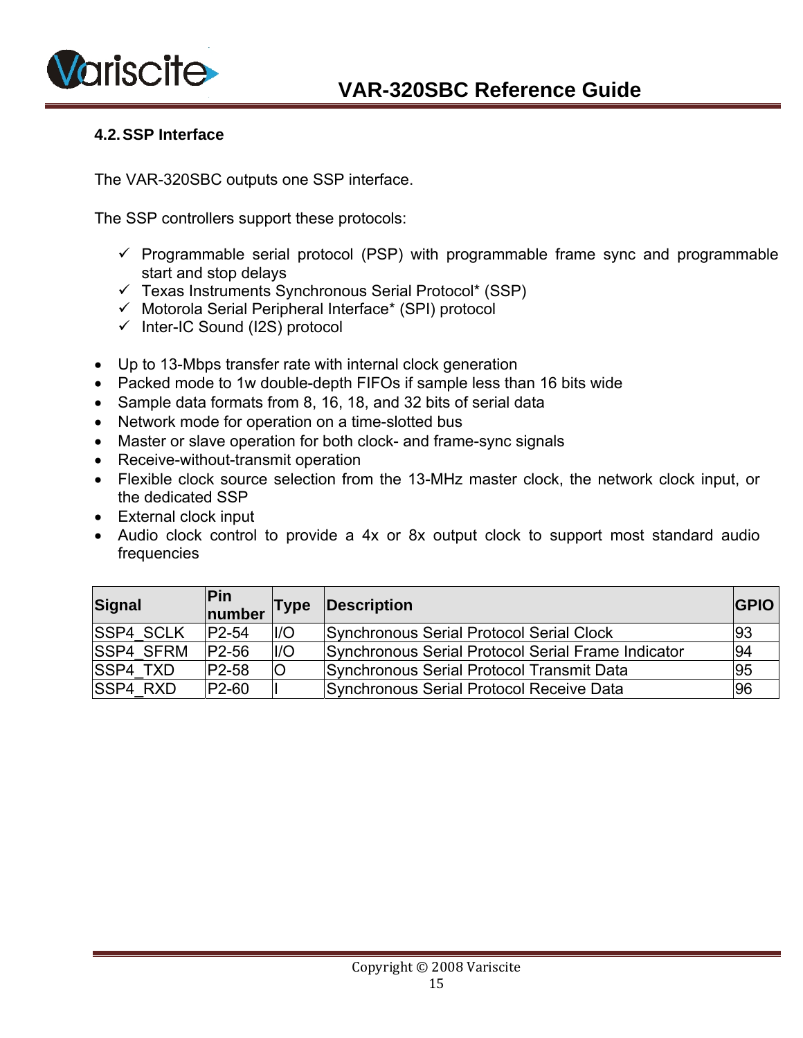## 4.2. SSP Interface

The VAR-320SBC outputs one SSP interface.

The SSP controllers support these protocols:

- ✓ Programmable serial protocol (PSP) with programmable frame sync and programmable start and stop delays
- ✓ Texas Instruments Synchronous Serial Protocol* (SSP)
- ✓ Motorola Serial Peripheral Interface* (SPI) protocol
- ✓ Inter-IC Sound (I2S) protocol

- Up to 13-Mbps transfer rate with internal clock generation
- Packed mode to 1w double-depth FIFOs if sample less than 16 bits wide
- Sample data formats from 8, 16, 18, and 32 bits of serial data
- Network mode for operation on a time-slotted bus
- Master or slave operation for both clock- and frame-sync signals
- Receive-without-transmit operation
- Flexible clock source selection from the 13-MHz master clock, the network clock input, or the dedicated SSP
- External clock input
- Audio clock control to provide a 4x or 8x output clock to support most standard audio frequencies

| Signal | Pin number | Type | Description | GPIO |
|---|---|---|---|---|
| SSP4_SCLK | P2-54 | I/O | Synchronous Serial Protocol Serial Clock | 93 |
| SSP4_SFRM | P2-56 | I/O | Synchronous Serial Protocol Serial Frame Indicator | 94 |
| SSP4_TXD | P2-58 | O | Synchronous Serial Protocol Transmit Data | 95 |
| SSP4_RXD | P2-60 | I | Synchronous Serial Protocol Receive Data | 96 |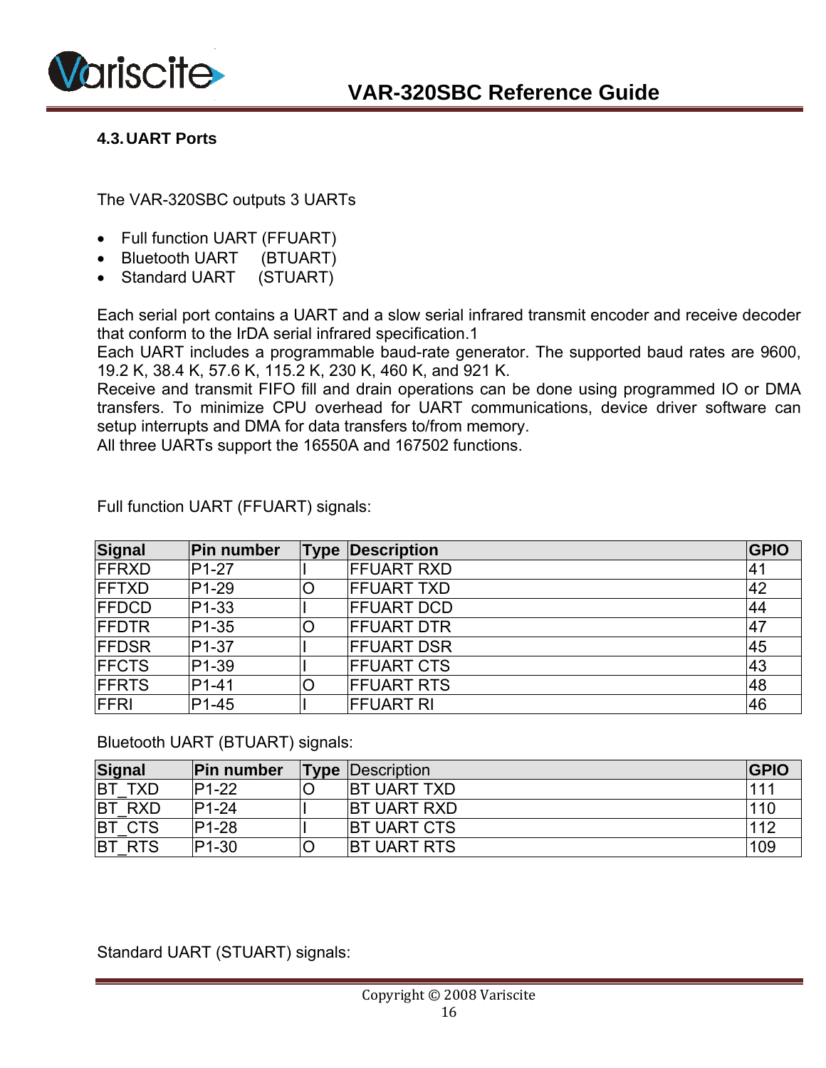### 4.3. UART Ports

The VAR-320SBC outputs 3 UARTs

- Full function UART (FFUART)
- Bluetooth UART (BTUART)
- Standard UART (STUART)

Each serial port contains a UART and a slow serial infrared transmit encoder and receive decoder that conform to the IrDA serial infrared specification.1
Each UART includes a programmable baud-rate generator. The supported baud rates are 9600, 19.2 K, 38.4 K, 57.6 K, 115.2 K, 230 K, 460 K, and 921 K.
Receive and transmit FIFO fill and drain operations can be done using programmed IO or DMA transfers. To minimize CPU overhead for UART communications, device driver software can setup interrupts and DMA for data transfers to/from memory.
All three UARTs support the 16550A and 167502 functions.

Full function UART (FFUART) signals:

| Signal | Pin number | Type | Description | GPIO |
|---|---|---|---|---|
| FFRXD | P1-27 | I | FFUART RXD | 41 |
| FFTXD | P1-29 | O | FFUART TXD | 42 |
| FFDCD | P1-33 | I | FFUART DCD | 44 |
| FFDTR | P1-35 | O | FFUART DTR | 47 |
| FFDSR | P1-37 | I | FFUART DSR | 45 |
| FFCTS | P1-39 | I | FFUART CTS | 43 |
| FFRTS | P1-41 | O | FFUART RTS | 48 |
| FFRI | P1-45 | I | FFUART RI | 46 |

Bluetooth UART (BTUART) signals:

| Signal | Pin number | Type | Description | GPIO |
|---|---|---|---|---|
| BT_TXD | P1-22 | O | BT UART TXD | 111 |
| BT_RXD | P1-24 | I | BT UART RXD | 110 |
| BT_CTS | P1-28 | I | BT UART CTS | 112 |
| BT_RTS | P1-30 | O | BT UART RTS | 109 |

Standard UART (STUART) signals: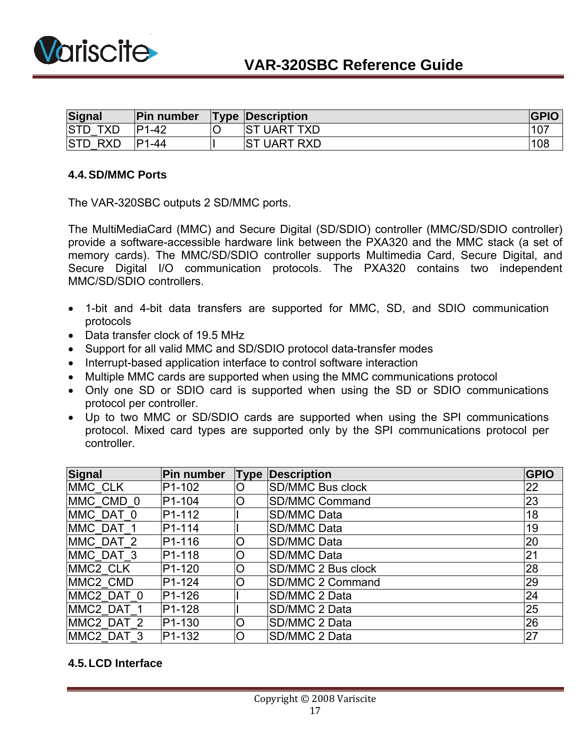| Signal | Pin number | Type | Description | GPIO |
|---|---|---|---|---|
| STD_TXD | P1-42 | O | ST UART TXD | 107 |
| STD_RXD | P1-44 | I | ST UART RXD | 108 |

### 4.4. SD/MMC Ports

The VAR-320SBC outputs 2 SD/MMC ports.

The MultiMediaCard (MMC) and Secure Digital (SD/SDIO) controller (MMC/SD/SDIO controller) provide a software-accessible hardware link between the PXA320 and the MMC stack (a set of memory cards). The MMC/SD/SDIO controller supports Multimedia Card, Secure Digital, and Secure Digital I/O communication protocols. The PXA320 contains two independent MMC/SD/SDIO controllers.

- 1-bit and 4-bit data transfers are supported for MMC, SD, and SDIO communication protocols
- Data transfer clock of 19.5 MHz
- Support for all valid MMC and SD/SDIO protocol data-transfer modes
- Interrupt-based application interface to control software interaction
- Multiple MMC cards are supported when using the MMC communications protocol
- Only one SD or SDIO card is supported when using the SD or SDIO communications protocol per controller.
- Up to two MMC or SD/SDIO cards are supported when using the SPI communications protocol. Mixed card types are supported only by the SPI communications protocol per controller.

| Signal | Pin number | Type | Description | GPIO |
|---|---|---|---|---|
| MMC_CLK | P1-102 | O | SD/MMC Bus clock | 22 |
| MMC_CMD_0 | P1-104 | O | SD/MMC Command | 23 |
| MMC_DAT_0 | P1-112 | I | SD/MMC Data | 18 |
| MMC_DAT_1 | P1-114 | I | SD/MMC Data | 19 |
| MMC_DAT_2 | P1-116 | O | SD/MMC Data | 20 |
| MMC_DAT_3 | P1-118 | O | SD/MMC Data | 21 |
| MMC2_CLK | P1-120 | O | SD/MMC 2 Bus clock | 28 |
| MMC2_CMD | P1-124 | O | SD/MMC 2 Command | 29 |
| MMC2_DAT_0 | P1-126 | I | SD/MMC 2 Data | 24 |
| MMC2_DAT_1 | P1-128 | I | SD/MMC 2 Data | 25 |
| MMC2_DAT_2 | P1-130 | O | SD/MMC 2 Data | 26 |
| MMC2_DAT_3 | P1-132 | O | SD/MMC 2 Data | 27 |

### 4.5. LCD Interface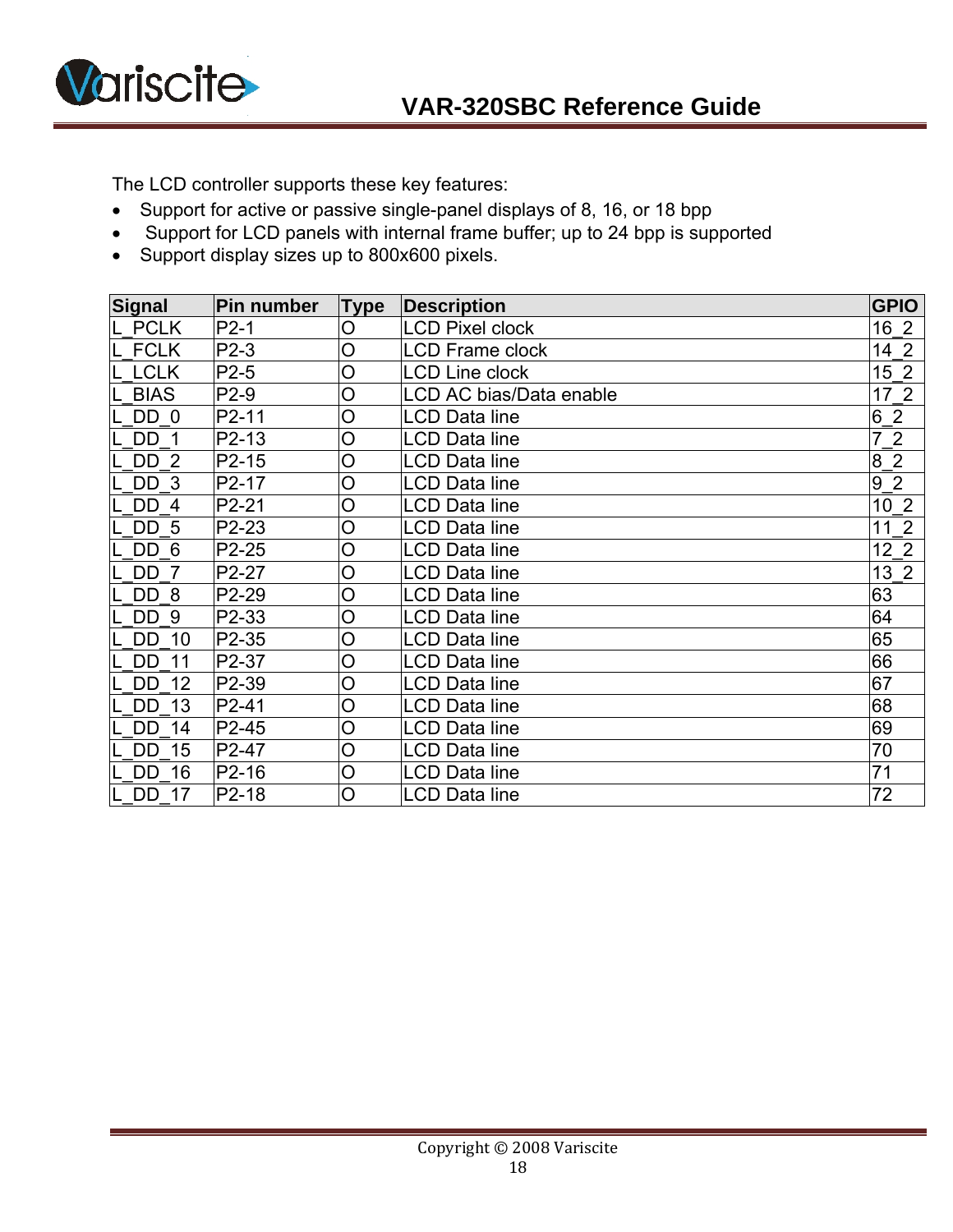The LCD controller supports these key features:

- Support for active or passive single-panel displays of 8, 16, or 18 bpp
- Support for LCD panels with internal frame buffer; up to 24 bpp is supported
- Support display sizes up to 800x600 pixels.

| Signal | Pin number | Type | Description | GPIO |
|---|---|---|---|---|
| L_PCLK | P2-1 | O | LCD Pixel clock | 16_2 |
| L_FCLK | P2-3 | O | LCD Frame clock | 14_2 |
| L_LCLK | P2-5 | O | LCD Line clock | 15_2 |
| L_BIAS | P2-9 | O | LCD AC bias/Data enable | 17_2 |
| L_DD_0 | P2-11 | O | LCD Data line | 6_2 |
| L_DD_1 | P2-13 | O | LCD Data line | 7_2 |
| L_DD_2 | P2-15 | O | LCD Data line | 8_2 |
| L_DD_3 | P2-17 | O | LCD Data line | 9_2 |
| L_DD_4 | P2-21 | O | LCD Data line | 10_2 |
| L_DD_5 | P2-23 | O | LCD Data line | 11_2 |
| L_DD_6 | P2-25 | O | LCD Data line | 12_2 |
| L_DD_7 | P2-27 | O | LCD Data line | 13_2 |
| L_DD_8 | P2-29 | O | LCD Data line | 63 |
| L_DD_9 | P2-33 | O | LCD Data line | 64 |
| L_DD_10 | P2-35 | O | LCD Data line | 65 |
| L_DD_11 | P2-37 | O | LCD Data line | 66 |
| L_DD_12 | P2-39 | O | LCD Data line | 67 |
| L_DD_13 | P2-41 | O | LCD Data line | 68 |
| L_DD_14 | P2-45 | O | LCD Data line | 69 |
| L_DD_15 | P2-47 | O | LCD Data line | 70 |
| L_DD_16 | P2-16 | O | LCD Data line | 71 |
| L_DD_17 | P2-18 | O | LCD Data line | 72 |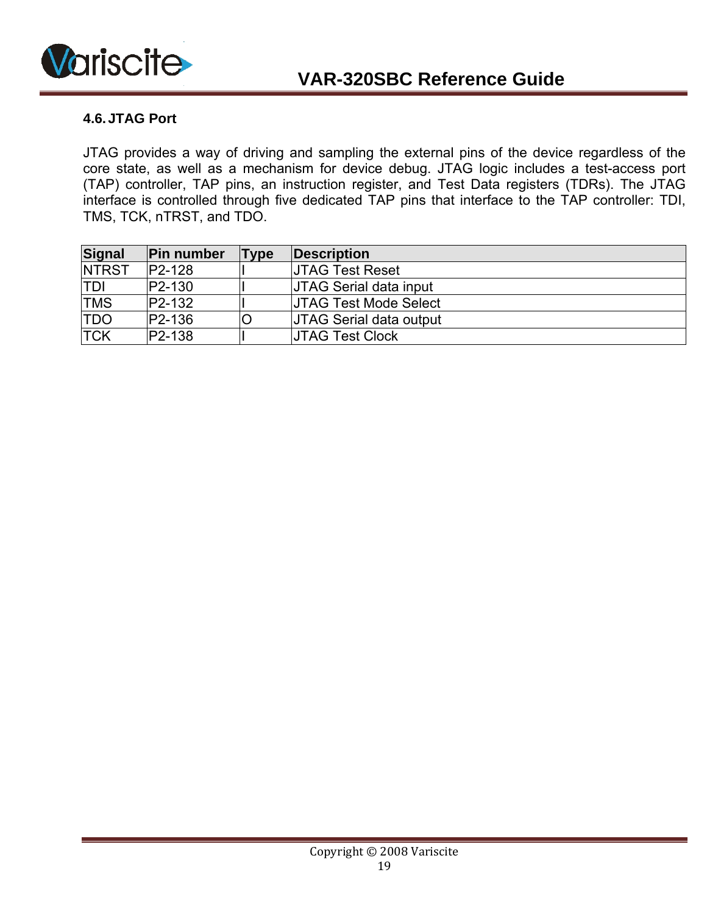### 4.6. JTAG Port

JTAG provides a way of driving and sampling the external pins of the device regardless of the core state, as well as a mechanism for device debug. JTAG logic includes a test-access port (TAP) controller, TAP pins, an instruction register, and Test Data registers (TDRs). The JTAG interface is controlled through five dedicated TAP pins that interface to the TAP controller: TDI, TMS, TCK, nTRST, and TDO.

| Signal | Pin number | Type | Description |
|---|---|---|---|
| NTRST | P2-128 | I | JTAG Test Reset |
| TDI | P2-130 | I | JTAG Serial data input |
| TMS | P2-132 | I | JTAG Test Mode Select |
| TDO | P2-136 | O | JTAG Serial data output |
| TCK | P2-138 | I | JTAG Test Clock |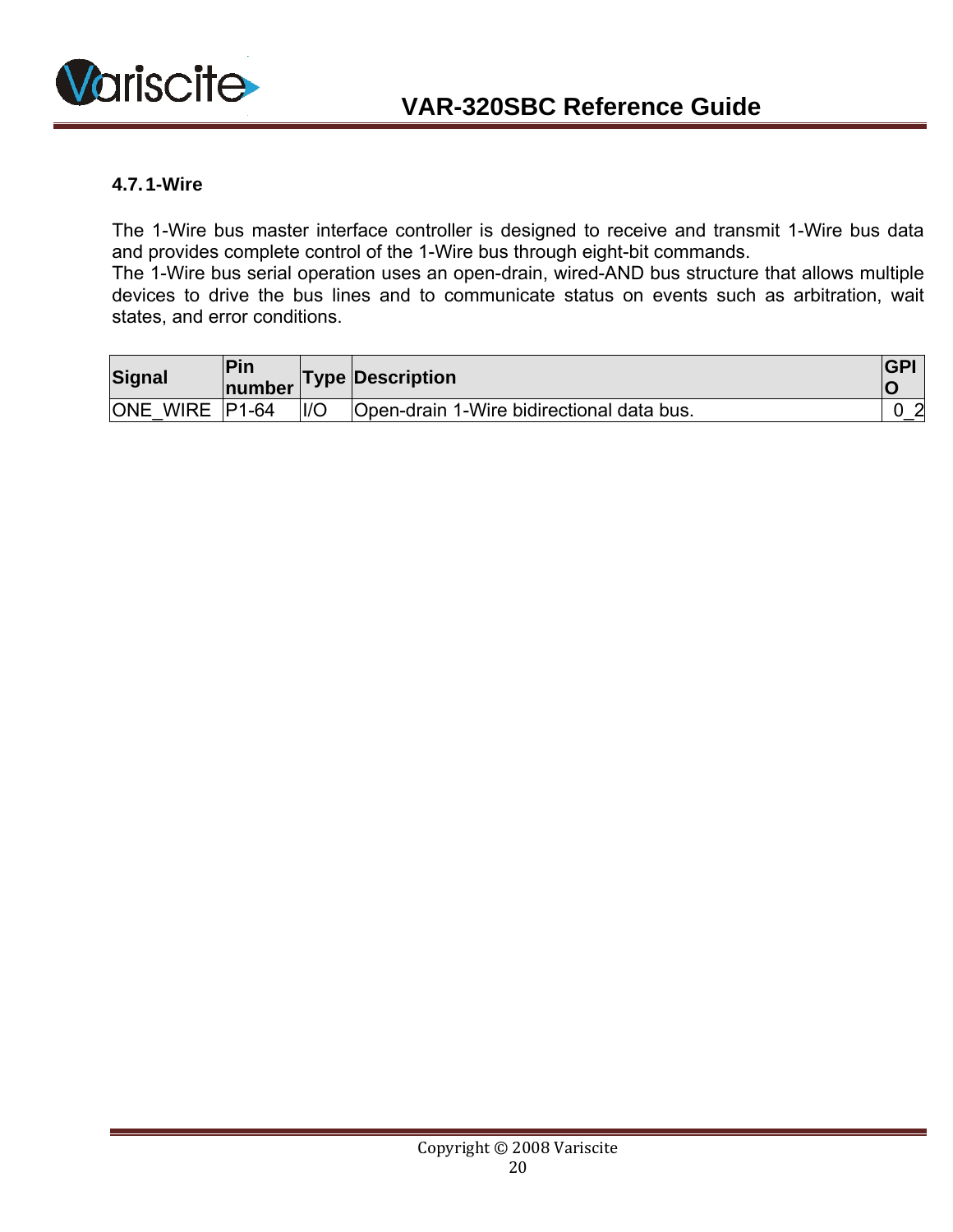### 4.7. 1-Wire

The 1-Wire bus master interface controller is designed to receive and transmit 1-Wire bus data and provides complete control of the 1-Wire bus through eight-bit commands.
The 1-Wire bus serial operation uses an open-drain, wired-AND bus structure that allows multiple devices to drive the bus lines and to communicate status on events such as arbitration, wait states, and error conditions.

| Signal | Pin number | Type | Description | GPIO |
|---|---|---|---|---|
| ONE_WIRE | P1-64 | I/O | Open-drain 1-Wire bidirectional data bus. | 0_2 |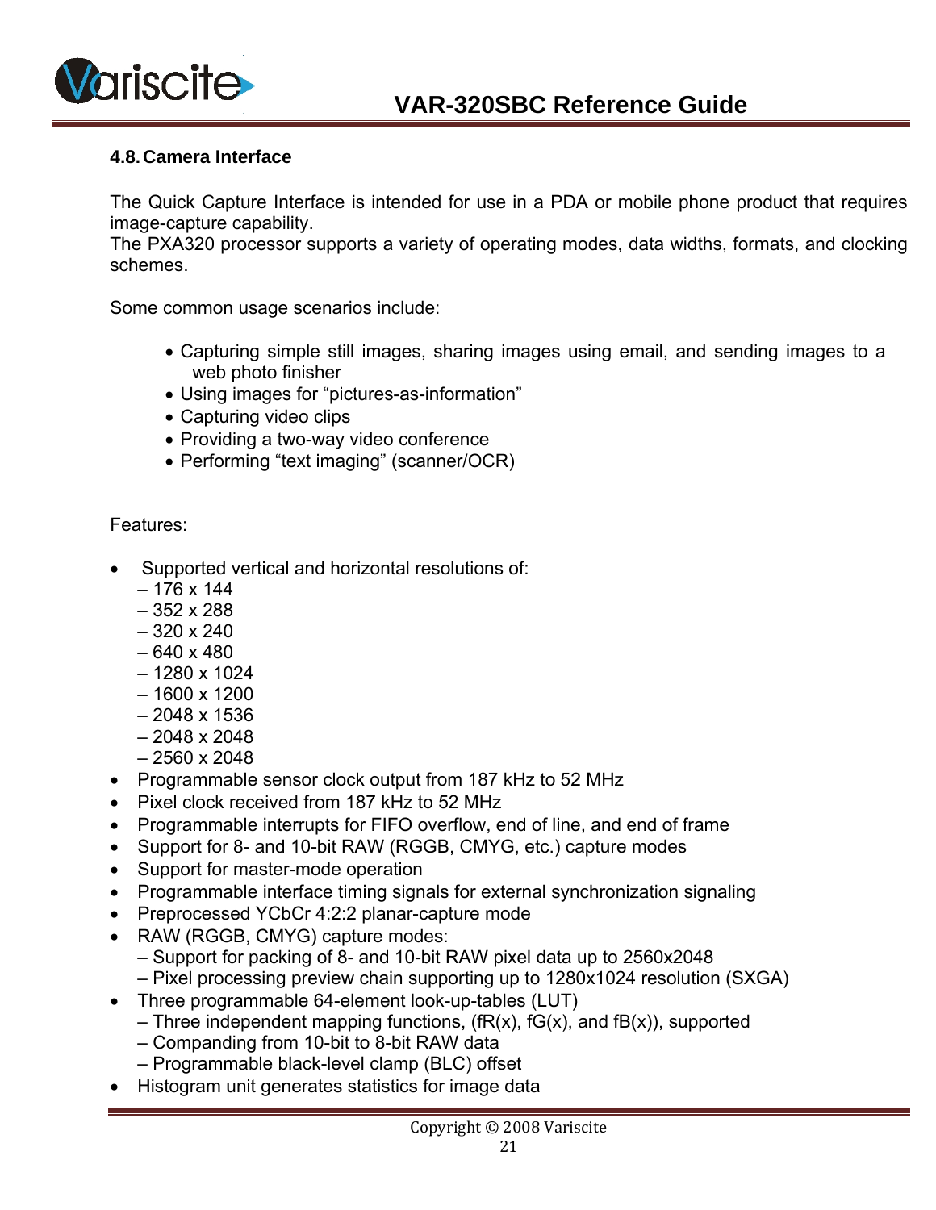## 4.8. Camera Interface

The Quick Capture Interface is intended for use in a PDA or mobile phone product that requires image-capture capability.
The PXA320 processor supports a variety of operating modes, data widths, formats, and clocking schemes.

Some common usage scenarios include:

- Capturing simple still images, sharing images using email, and sending images to a web photo finisher
- Using images for "pictures-as-information"
- Capturing video clips
- Providing a two-way video conference
- Performing "text imaging" (scanner/OCR)

Features:

- Supported vertical and horizontal resolutions of:
  - 176 x 144
  - 352 x 288
  - 320 x 240
  - 640 x 480
  - 1280 x 1024
  - 1600 x 1200
  - 2048 x 1536
  - 2048 x 2048
  - 2560 x 2048
- Programmable sensor clock output from 187 kHz to 52 MHz
- Pixel clock received from 187 kHz to 52 MHz
- Programmable interrupts for FIFO overflow, end of line, and end of frame
- Support for 8- and 10-bit RAW (RGGB, CMYG, etc.) capture modes
- Support for master-mode operation
- Programmable interface timing signals for external synchronization signaling
- Preprocessed YCbCr 4:2:2 planar-capture mode
- RAW (RGGB, CMYG) capture modes:
  - Support for packing of 8- and 10-bit RAW pixel data up to 2560x2048
  - Pixel processing preview chain supporting up to 1280x1024 resolution (SXGA)
- Three programmable 64-element look-up-tables (LUT)
  - Three independent mapping functions, (fR(x), fG(x), and fB(x)), supported
  - Companding from 10-bit to 8-bit RAW data
  - Programmable black-level clamp (BLC) offset
- Histogram unit generates statistics for image data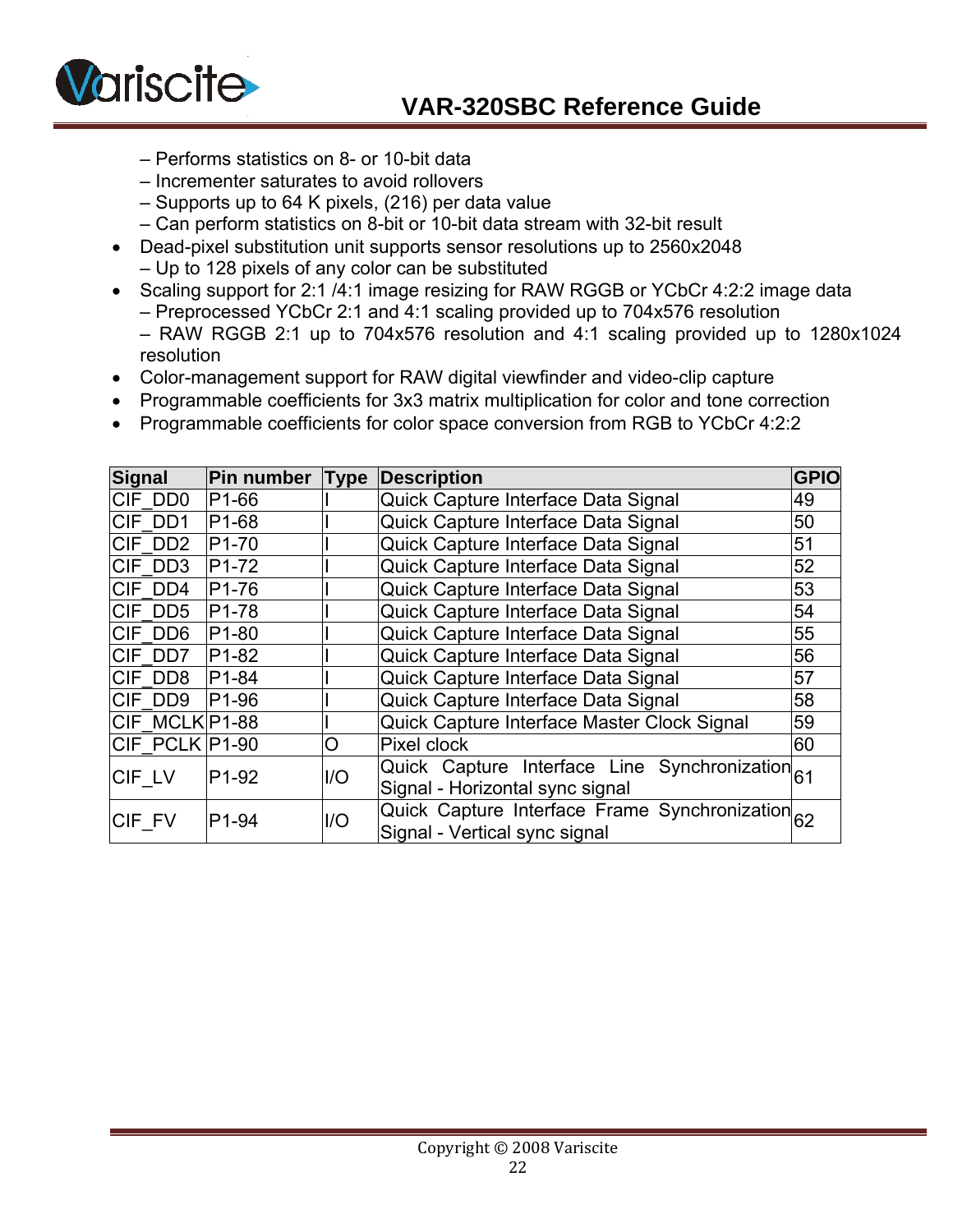– Performs statistics on 8- or 10-bit data
  – Incrementer saturates to avoid rollovers
  – Supports up to 64 K pixels, (216) per data value
  – Can perform statistics on 8-bit or 10-bit data stream with 32-bit result
- Dead-pixel substitution unit supports sensor resolutions up to 2560x2048
  – Up to 128 pixels of any color can be substituted
- Scaling support for 2:1 /4:1 image resizing for RAW RGGB or YCbCr 4:2:2 image data
  – Preprocessed YCbCr 2:1 and 4:1 scaling provided up to 704x576 resolution
  – RAW RGGB 2:1 up to 704x576 resolution and 4:1 scaling provided up to 1280x1024 resolution
- Color-management support for RAW digital viewfinder and video-clip capture
- Programmable coefficients for 3x3 matrix multiplication for color and tone correction
- Programmable coefficients for color space conversion from RGB to YCbCr 4:2:2

| Signal | Pin number | Type | Description | GPIO |
|---|---|---|---|---|
| CIF_DD0 | P1-66 | I | Quick Capture Interface Data Signal | 49 |
| CIF_DD1 | P1-68 | I | Quick Capture Interface Data Signal | 50 |
| CIF_DD2 | P1-70 | I | Quick Capture Interface Data Signal | 51 |
| CIF_DD3 | P1-72 | I | Quick Capture Interface Data Signal | 52 |
| CIF_DD4 | P1-76 | I | Quick Capture Interface Data Signal | 53 |
| CIF_DD5 | P1-78 | I | Quick Capture Interface Data Signal | 54 |
| CIF_DD6 | P1-80 | I | Quick Capture Interface Data Signal | 55 |
| CIF_DD7 | P1-82 | I | Quick Capture Interface Data Signal | 56 |
| CIF_DD8 | P1-84 | I | Quick Capture Interface Data Signal | 57 |
| CIF_DD9 | P1-96 | I | Quick Capture Interface Data Signal | 58 |
| CIF_MCLK | P1-88 | I | Quick Capture Interface Master Clock Signal | 59 |
| CIF_PCLK | P1-90 | O | Pixel clock | 60 |
| CIF_LV | P1-92 | I/O | Quick Capture Interface Line Synchronization Signal - Horizontal sync signal | 61 |
| CIF_FV | P1-94 | I/O | Quick Capture Interface Frame Synchronization Signal - Vertical sync signal | 62 |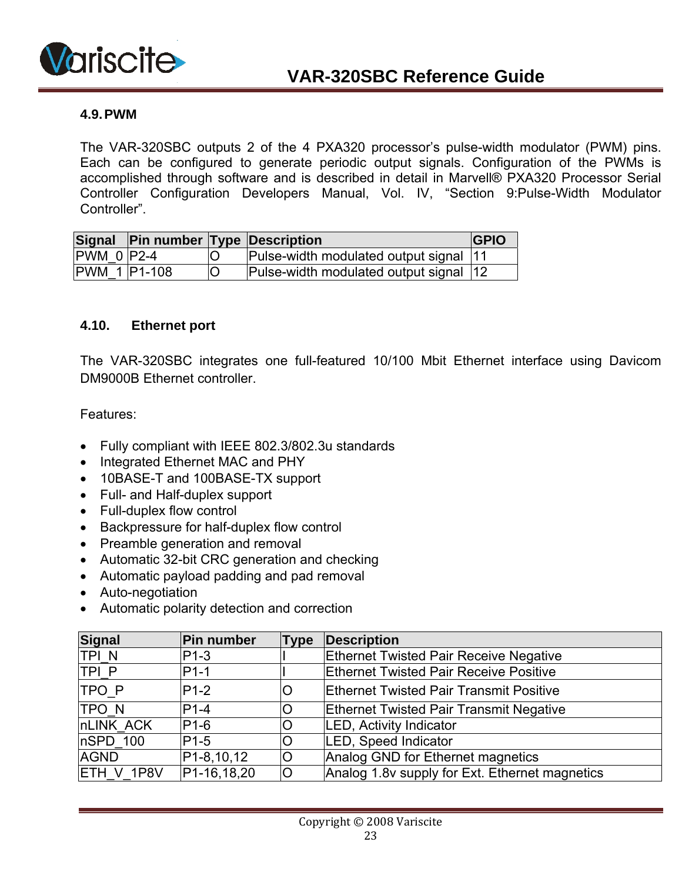### 4.9. PWM

The VAR-320SBC outputs 2 of the 4 PXA320 processor's pulse-width modulator (PWM) pins. Each can be configured to generate periodic output signals. Configuration of the PWMs is accomplished through software and is described in detail in Marvell® PXA320 Processor Serial Controller Configuration Developers Manual, Vol. IV, "Section 9:Pulse-Width Modulator Controller".

| Signal | Pin number | Type | Description | GPIO |
|---|---|---|---|---|
| PWM_0 | P2-4 | O | Pulse-width modulated output signal | 11 |
| PWM_1 | P1-108 | O | Pulse-width modulated output signal | 12 |

### 4.10. Ethernet port

The VAR-320SBC integrates one full-featured 10/100 Mbit Ethernet interface using Davicom DM9000B Ethernet controller.

Features:

- Fully compliant with IEEE 802.3/802.3u standards
- Integrated Ethernet MAC and PHY
- 10BASE-T and 100BASE-TX support
- Full- and Half-duplex support
- Full-duplex flow control
- Backpressure for half-duplex flow control
- Preamble generation and removal
- Automatic 32-bit CRC generation and checking
- Automatic payload padding and pad removal
- Auto-negotiation
- Automatic polarity detection and correction

| Signal | Pin number | Type | Description |
|---|---|---|---|
| TPI_N | P1-3 | I | Ethernet Twisted Pair Receive Negative |
| TPI_P | P1-1 | I | Ethernet Twisted Pair Receive Positive |
| TPO_P | P1-2 | O | Ethernet Twisted Pair Transmit Positive |
| TPO_N | P1-4 | O | Ethernet Twisted Pair Transmit Negative |
| nLINK_ACK | P1-6 | O | LED, Activity Indicator |
| nSPD_100 | P1-5 | O | LED, Speed Indicator |
| AGND | P1-8,10,12 | O | Analog GND for Ethernet magnetics |
| ETH_V_1P8V | P1-16,18,20 | O | Analog 1.8v supply for Ext. Ethernet magnetics |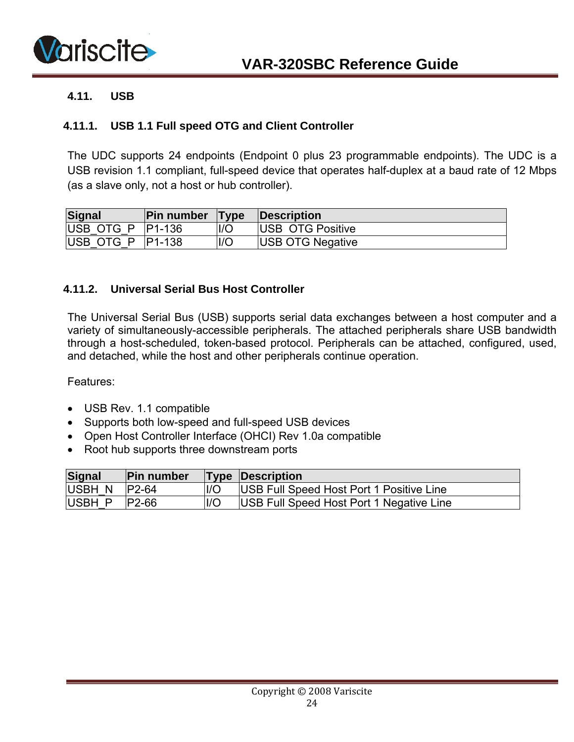## 4.11. USB

### 4.11.1. USB 1.1 Full speed OTG and Client Controller

The UDC supports 24 endpoints (Endpoint 0 plus 23 programmable endpoints). The UDC is a USB revision 1.1 compliant, full-speed device that operates half-duplex at a baud rate of 12 Mbps (as a slave only, not a host or hub controller).

| Signal | Pin number | Type | Description |
|---|---|---|---|
| USB_OTG_P | P1-136 | I/O | USB OTG Positive |
| USB_OTG_P | P1-138 | I/O | USB OTG Negative |

### 4.11.2. Universal Serial Bus Host Controller

The Universal Serial Bus (USB) supports serial data exchanges between a host computer and a variety of simultaneously-accessible peripherals. The attached peripherals share USB bandwidth through a host-scheduled, token-based protocol. Peripherals can be attached, configured, used, and detached, while the host and other peripherals continue operation.

Features:

- USB Rev. 1.1 compatible
- Supports both low-speed and full-speed USB devices
- Open Host Controller Interface (OHCI) Rev 1.0a compatible
- Root hub supports three downstream ports

| Signal | Pin number | Type | Description |
|---|---|---|---|
| USBH_N | P2-64 | I/O | USB Full Speed Host Port 1 Positive Line |
| USBH_P | P2-66 | I/O | USB Full Speed Host Port 1 Negative Line |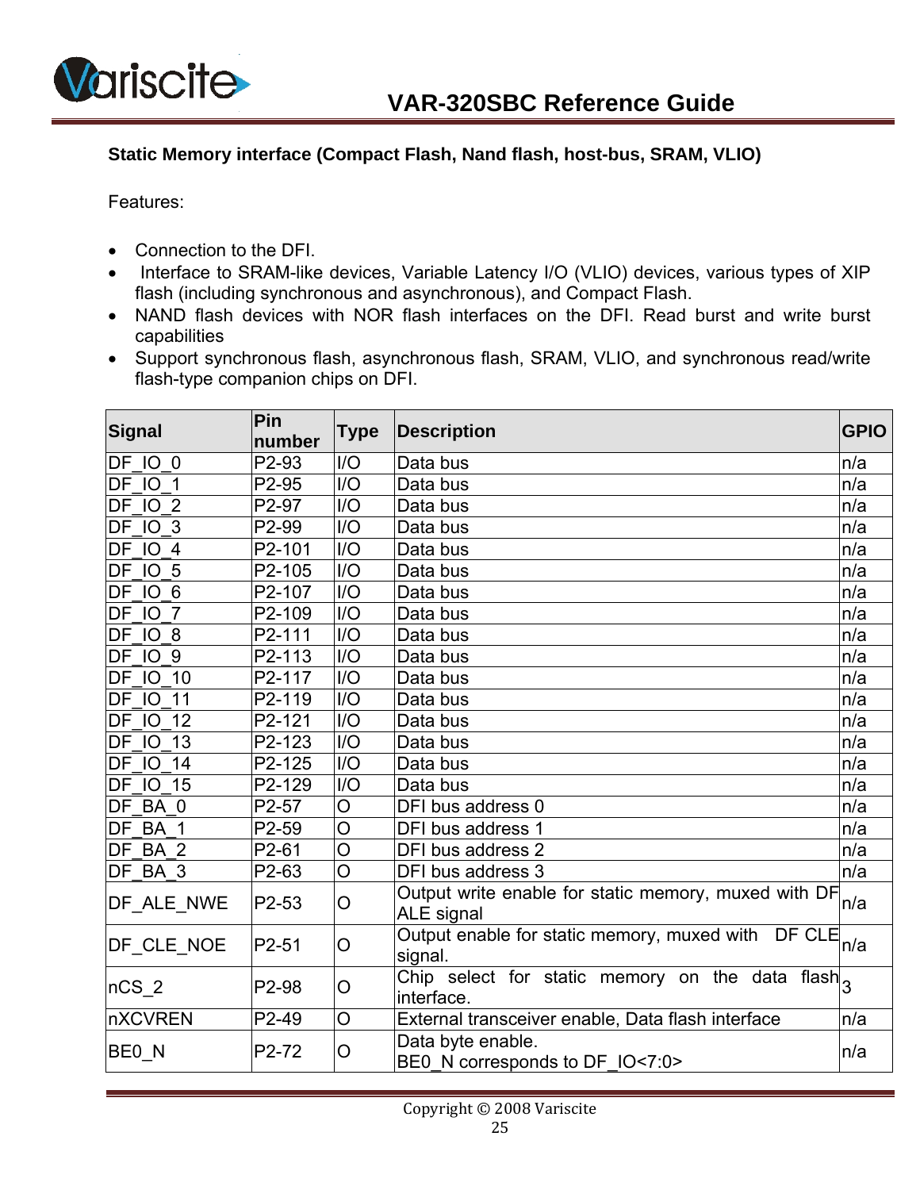**Static Memory interface (Compact Flash, Nand flash, host-bus, SRAM, VLIO)**

Features:

- Connection to the DFI.
- Interface to SRAM-like devices, Variable Latency I/O (VLIO) devices, various types of XIP flash (including synchronous and asynchronous), and Compact Flash.
- NAND flash devices with NOR flash interfaces on the DFI. Read burst and write burst capabilities
- Support synchronous flash, asynchronous flash, SRAM, VLIO, and synchronous read/write flash-type companion chips on DFI.

| Signal | Pin number | Type | Description | GPIO |
|---|---|---|---|---|
| DF_IO_0 | P2-93 | I/O | Data bus | n/a |
| DF_IO_1 | P2-95 | I/O | Data bus | n/a |
| DF_IO_2 | P2-97 | I/O | Data bus | n/a |
| DF_IO_3 | P2-99 | I/O | Data bus | n/a |
| DF_IO_4 | P2-101 | I/O | Data bus | n/a |
| DF_IO_5 | P2-105 | I/O | Data bus | n/a |
| DF_IO_6 | P2-107 | I/O | Data bus | n/a |
| DF_IO_7 | P2-109 | I/O | Data bus | n/a |
| DF_IO_8 | P2-111 | I/O | Data bus | n/a |
| DF_IO_9 | P2-113 | I/O | Data bus | n/a |
| DF_IO_10 | P2-117 | I/O | Data bus | n/a |
| DF_IO_11 | P2-119 | I/O | Data bus | n/a |
| DF_IO_12 | P2-121 | I/O | Data bus | n/a |
| DF_IO_13 | P2-123 | I/O | Data bus | n/a |
| DF_IO_14 | P2-125 | I/O | Data bus | n/a |
| DF_IO_15 | P2-129 | I/O | Data bus | n/a |
| DF_BA_0 | P2-57 | O | DFI bus address 0 | n/a |
| DF_BA_1 | P2-59 | O | DFI bus address 1 | n/a |
| DF_BA_2 | P2-61 | O | DFI bus address 2 | n/a |
| DF_BA_3 | P2-63 | O | DFI bus address 3 | n/a |
| DF_ALE_NWE | P2-53 | O | Output write enable for static memory, muxed with DF ALE signal | n/a |
| DF_CLE_NOE | P2-51 | O | Output enable for static memory, muxed with DF CLE signal. | n/a |
| nCS_2 | P2-98 | O | Chip select for static memory on the data flash interface. | 3 |
| nXCVREN | P2-49 | O | External transceiver enable, Data flash interface | n/a |
| BE0_N | P2-72 | O | Data byte enable.<br>BE0_N corresponds to DF_IO<7:0> | n/a |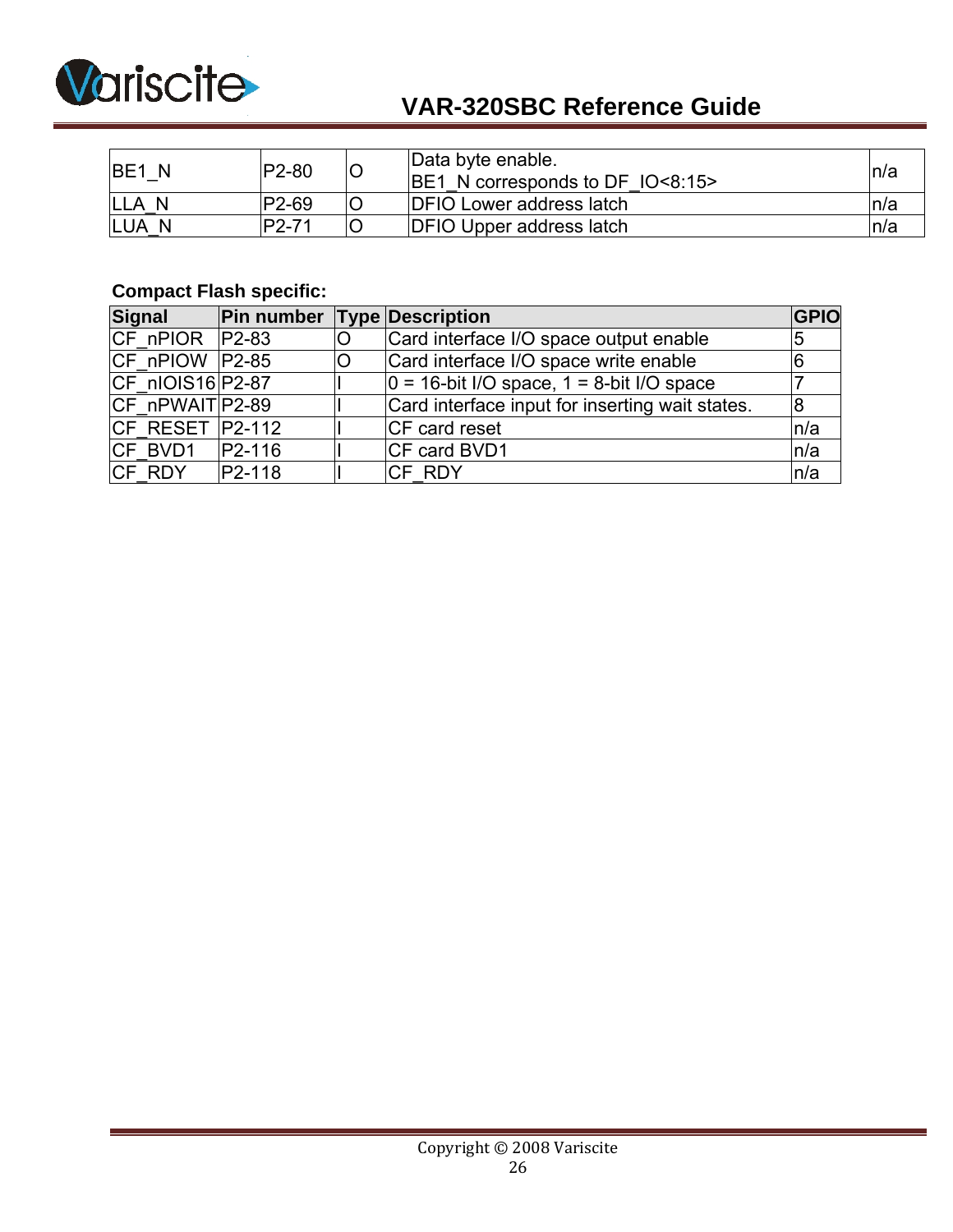| BE1_N | P2-80 | O | Data byte enable.<br>BE1_N corresponds to DF_IO<8:15> | n/a |
|---|---|---|---|---|
| LLA_N | P2-69 | O | DFIO Lower address latch | n/a |
| LUA_N | P2-71 | O | DFIO Upper address latch | n/a |

**Compact Flash specific:**

| Signal | Pin number | Type | Description | GPIO |
|---|---|---|---|---|
| CF_nPIOR | P2-83 | O | Card interface I/O space output enable | 5 |
| CF_nPIOW | P2-85 | O | Card interface I/O space write enable | 6 |
| CF_nIOIS16 | P2-87 | I | 0 = 16-bit I/O space, 1 = 8-bit I/O space | 7 |
| CF_nPWAIT | P2-89 | I | Card interface input for inserting wait states. | 8 |
| CF_RESET | P2-112 | I | CF card reset | n/a |
| CF_BVD1 | P2-116 | I | CF card BVD1 | n/a |
| CF_RDY | P2-118 | I | CF_RDY | n/a |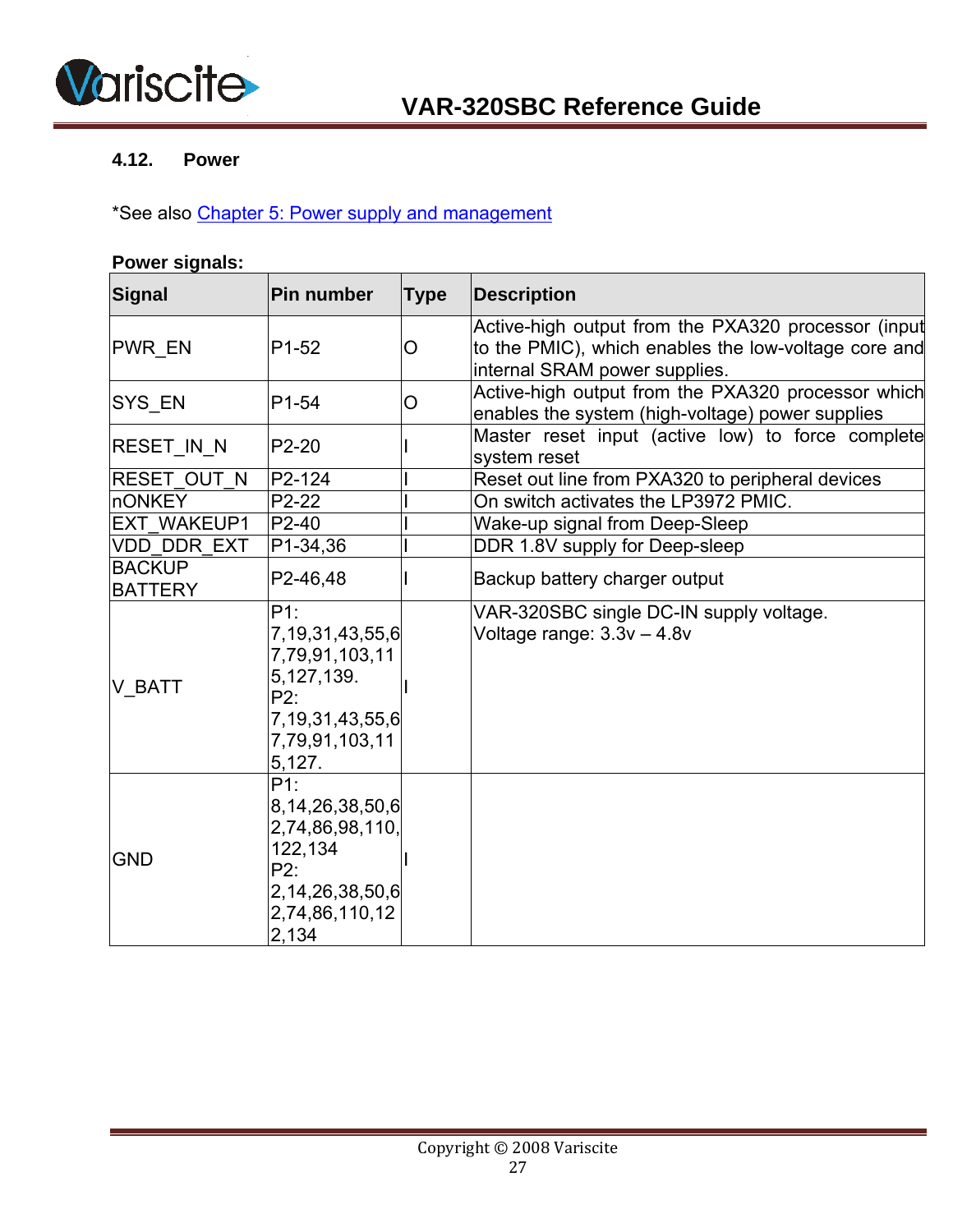### 4.12. Power

*See also Chapter 5: Power supply and management

**Power signals:**

| Signal | Pin number | Type | Description |
|---|---|---|---|
| PWR_EN | P1-52 | O | Active-high output from the PXA320 processor (input to the PMIC), which enables the low-voltage core and internal SRAM power supplies. |
| SYS_EN | P1-54 | O | Active-high output from the PXA320 processor which enables the system (high-voltage) power supplies |
| RESET_IN_N | P2-20 | I | Master reset input (active low) to force complete system reset |
| RESET_OUT_N | P2-124 | I | Reset out line from PXA320 to peripheral devices |
| nONKEY | P2-22 | I | On switch activates the LP3972 PMIC. |
| EXT_WAKEUP1 | P2-40 | I | Wake-up signal from Deep-Sleep |
| VDD_DDR_EXT | P1-34,36 | I | DDR 1.8V supply for Deep-sleep |
| BACKUP BATTERY | P2-46,48 | I | Backup battery charger output |
| V_BATT | P1: 7,19,31,43,55,67,79,91,103,115,127,139. P2: 7,19,31,43,55,67,79,91,103,115,127. | I | VAR-320SBC single DC-IN supply voltage. Voltage range: 3.3v – 4.8v |
| GND | P1: 8,14,26,38,50,62,74,86,98,110,122,134 P2: 2,14,26,38,50,62,74,86,110,122,134 | I | |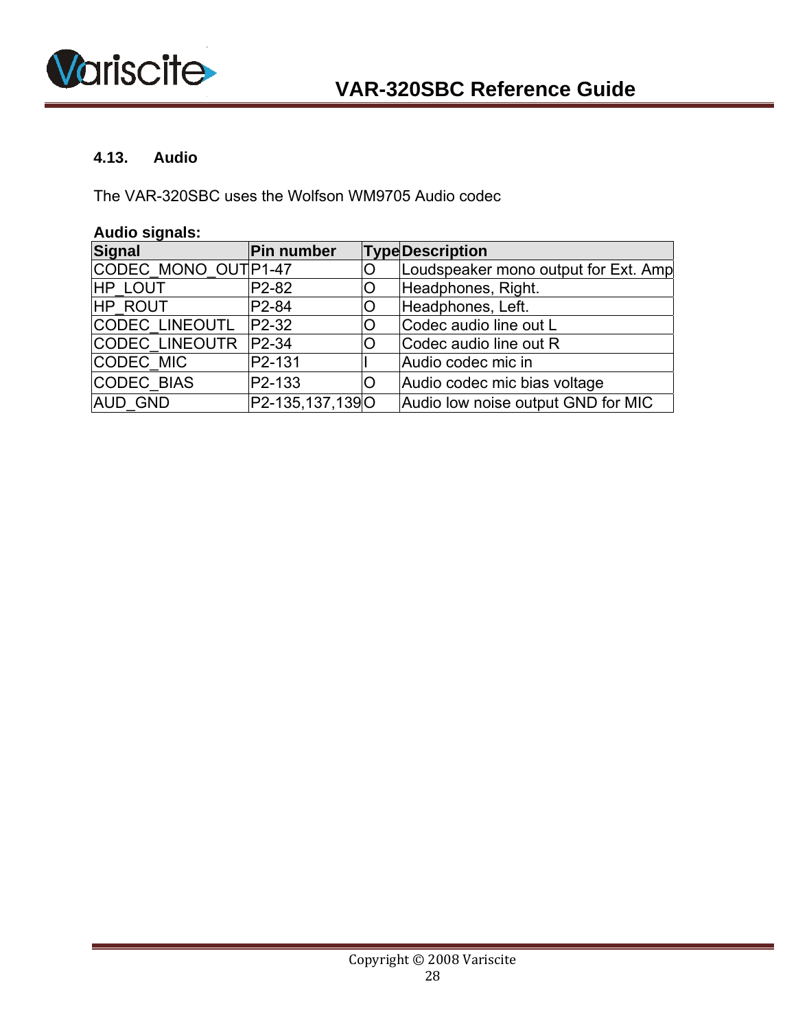### 4.13. Audio

The VAR-320SBC uses the Wolfson WM9705 Audio codec

**Audio signals:**

| Signal | Pin number | Type | Description |
|---|---|---|---|
| CODEC_MONO_OUT | P1-47 | O | Loudspeaker mono output for Ext. Amp |
| HP_LOUT | P2-82 | O | Headphones, Right. |
| HP_ROUT | P2-84 | O | Headphones, Left. |
| CODEC_LINEOUTL | P2-32 | O | Codec audio line out L |
| CODEC_LINEOUTR | P2-34 | O | Codec audio line out R |
| CODEC_MIC | P2-131 | I | Audio codec mic in |
| CODEC_BIAS | P2-133 | O | Audio codec mic bias voltage |
| AUD_GND | P2-135,137,139 | O | Audio low noise output GND for MIC |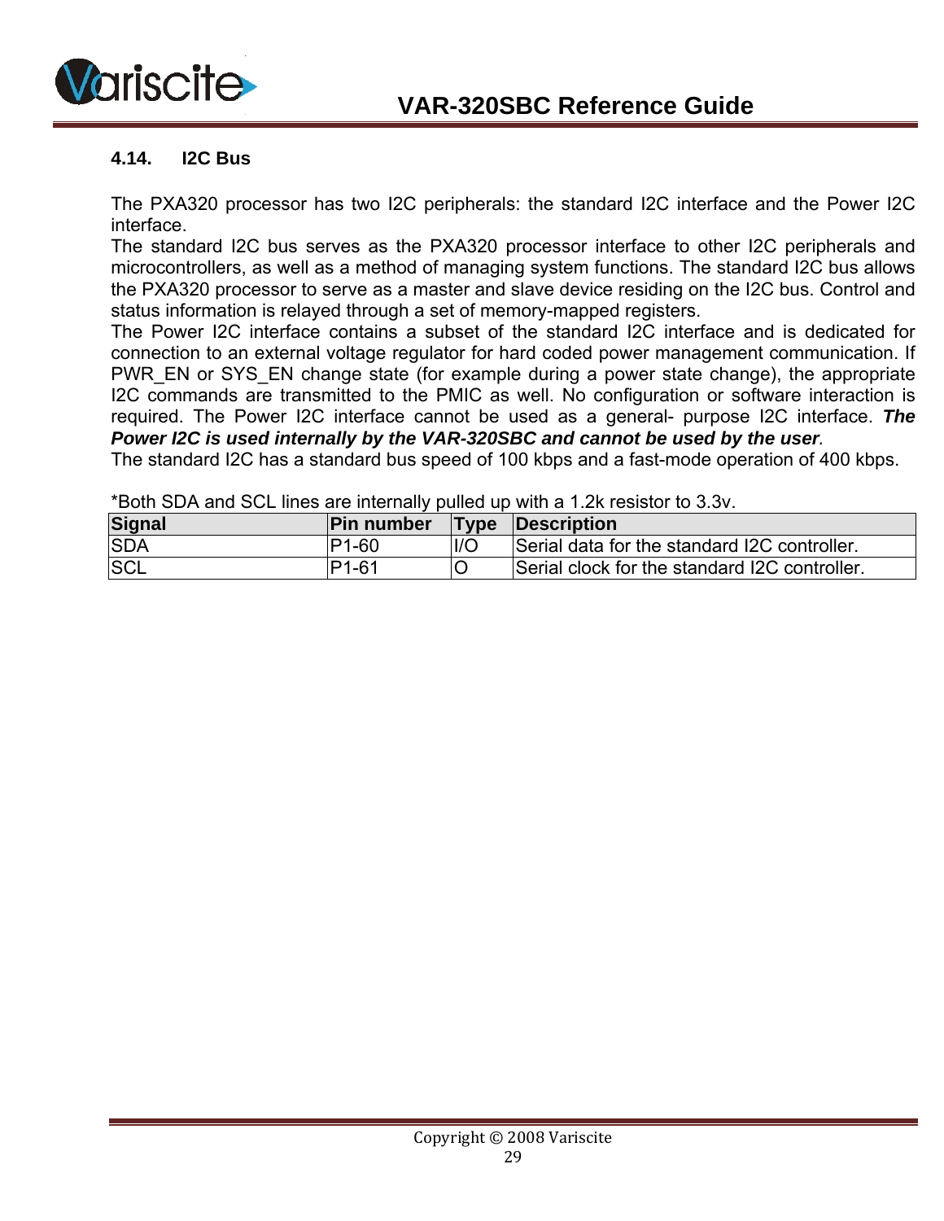## 4.14. I2C Bus

The PXA320 processor has two I2C peripherals: the standard I2C interface and the Power I2C interface.
The standard I2C bus serves as the PXA320 processor interface to other I2C peripherals and microcontrollers, as well as a method of managing system functions. The standard I2C bus allows the PXA320 processor to serve as a master and slave device residing on the I2C bus. Control and status information is relayed through a set of memory-mapped registers.
The Power I2C interface contains a subset of the standard I2C interface and is dedicated for connection to an external voltage regulator for hard coded power management communication. If PWR_EN or SYS_EN change state (for example during a power state change), the appropriate I2C commands are transmitted to the PMIC as well. No configuration or software interaction is required. The Power I2C interface cannot be used as a general- purpose I2C interface. ***The Power I2C is used internally by the VAR-320SBC and cannot be used by the user***.
The standard I2C has a standard bus speed of 100 kbps and a fast-mode operation of 400 kbps.

*Both SDA and SCL lines are internally pulled up with a 1.2k resistor to 3.3v.

| Signal | Pin number | Type | Description |
|---|---|---|---|
| SDA | P1-60 | I/O | Serial data for the standard I2C controller. |
| SCL | P1-61 | O | Serial clock for the standard I2C controller. |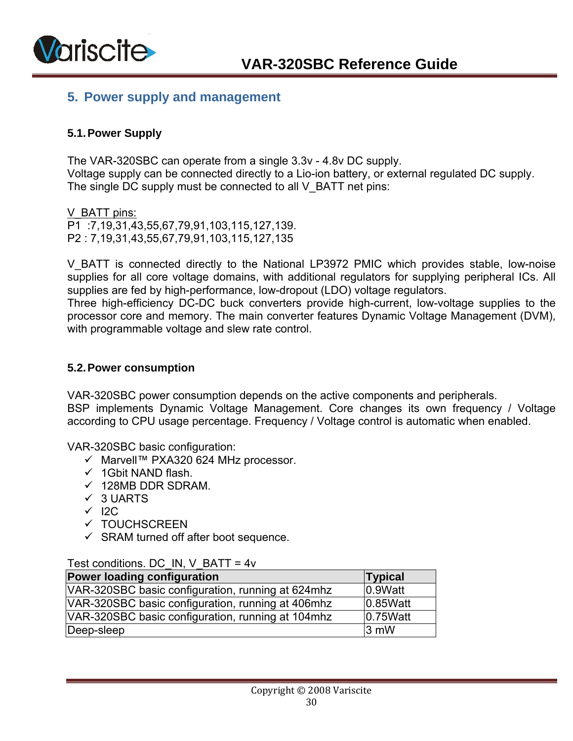## 5. Power supply and management

### 5.1. Power Supply

The VAR-320SBC can operate from a single 3.3v - 4.8v DC supply.
Voltage supply can be connected directly to a Lio-ion battery, or external regulated DC supply.
The single DC supply must be connected to all V_BATT net pins:

V_BATT pins:
P1 :7,19,31,43,55,67,79,91,103,115,127,139.
P2 : 7,19,31,43,55,67,79,91,103,115,127,135

V_BATT is connected directly to the National LP3972 PMIC which provides stable, low-noise supplies for all core voltage domains, with additional regulators for supplying peripheral ICs. All supplies are fed by high-performance, low-dropout (LDO) voltage regulators.
Three high-efficiency DC-DC buck converters provide high-current, low-voltage supplies to the processor core and memory. The main converter features Dynamic Voltage Management (DVM), with programmable voltage and slew rate control.

### 5.2. Power consumption

VAR-320SBC power consumption depends on the active components and peripherals.
BSP implements Dynamic Voltage Management. Core changes its own frequency / Voltage according to CPU usage percentage. Frequency / Voltage control is automatic when enabled.

VAR-320SBC basic configuration:

- ✓ Marvell™ PXA320 624 MHz processor.
- ✓ 1Gbit NAND flash.
- ✓ 128MB DDR SDRAM.
- ✓ 3 UARTS
- ✓ I2C
- ✓ TOUCHSCREEN
- ✓ SRAM turned off after boot sequence.

Test conditions. DC_IN, V_BATT = 4v

| Power loading configuration | Typical |
|---|---|
| VAR-320SBC basic configuration, running at 624mhz | 0.9Watt |
| VAR-320SBC basic configuration, running at 406mhz | 0.85Watt |
| VAR-320SBC basic configuration, running at 104mhz | 0.75Watt |
| Deep-sleep | 3 mW |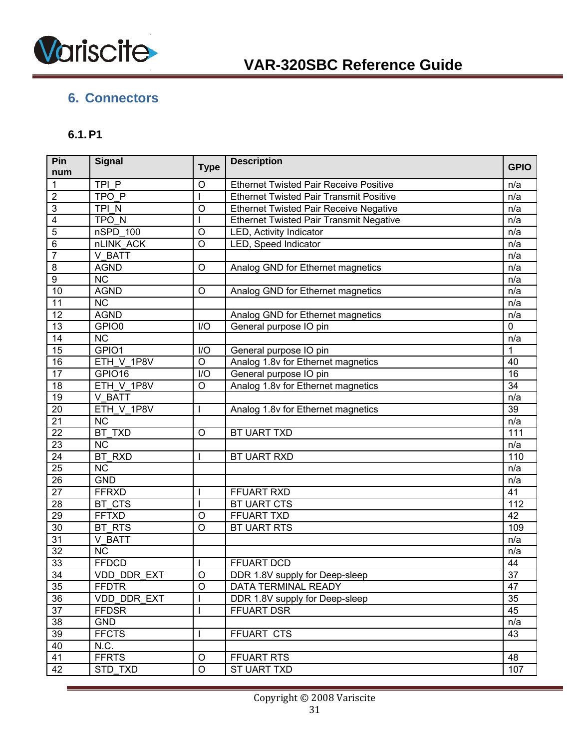# 6. Connectors

## 6.1. P1

| Pin num | Signal | Type | Description | GPIO |
|---|---|---|---|---|
| 1 | TPI_P | O | Ethernet Twisted Pair Receive Positive | n/a |
| 2 | TPO_P | I | Ethernet Twisted Pair Transmit Positive | n/a |
| 3 | TPI_N | O | Ethernet Twisted Pair Receive Negative | n/a |
| 4 | TPO_N | I | Ethernet Twisted Pair Transmit Negative | n/a |
| 5 | nSPD_100 | O | LED, Activity Indicator | n/a |
| 6 | nLINK_ACK | O | LED, Speed Indicator | n/a |
| 7 | V_BATT | | | n/a |
| 8 | AGND | O | Analog GND for Ethernet magnetics | n/a |
| 9 | NC | | | n/a |
| 10 | AGND | O | Analog GND for Ethernet magnetics | n/a |
| 11 | NC | | | n/a |
| 12 | AGND | | Analog GND for Ethernet magnetics | n/a |
| 13 | GPIO0 | I/O | General purpose IO pin | 0 |
| 14 | NC | | | n/a |
| 15 | GPIO1 | I/O | General purpose IO pin | 1 |
| 16 | ETH_V_1P8V | O | Analog 1.8v for Ethernet magnetics | 40 |
| 17 | GPIO16 | I/O | General purpose IO pin | 16 |
| 18 | ETH_V_1P8V | O | Analog 1.8v for Ethernet magnetics | 34 |
| 19 | V_BATT | | | n/a |
| 20 | ETH_V_1P8V | I | Analog 1.8v for Ethernet magnetics | 39 |
| 21 | NC | | | n/a |
| 22 | BT_TXD | O | BT UART TXD | 111 |
| 23 | NC | | | n/a |
| 24 | BT_RXD | I | BT UART RXD | 110 |
| 25 | NC | | | n/a |
| 26 | GND | | | n/a |
| 27 | FFRXD | I | FFUART RXD | 41 |
| 28 | BT_CTS | I | BT UART CTS | 112 |
| 29 | FFTXD | O | FFUART TXD | 42 |
| 30 | BT_RTS | O | BT UART RTS | 109 |
| 31 | V_BATT | | | n/a |
| 32 | NC | | | n/a |
| 33 | FFDCD | I | FFUART DCD | 44 |
| 34 | VDD_DDR_EXT | O | DDR 1.8V supply for Deep-sleep | 37 |
| 35 | FFDTR | O | DATA TERMINAL READY | 47 |
| 36 | VDD_DDR_EXT | I | DDR 1.8V supply for Deep-sleep | 35 |
| 37 | FFDSR | I | FFUART DSR | 45 |
| 38 | GND | | | n/a |
| 39 | FFCTS | I | FFUART CTS | 43 |
| 40 | N.C. | | | |
| 41 | FFRTS | O | FFUART RTS | 48 |
| 42 | STD_TXD | O | ST UART TXD | 107 |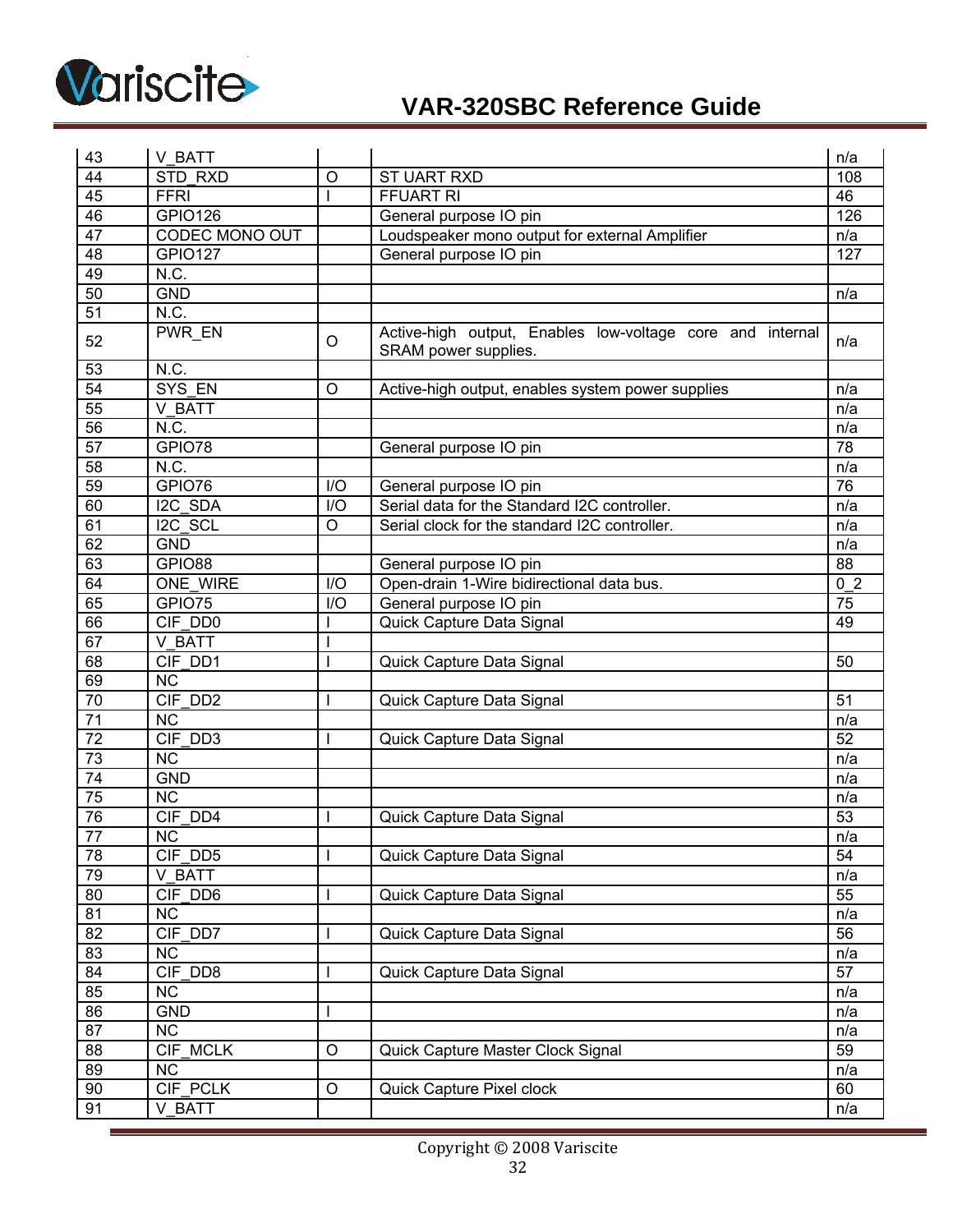| 43 | V_BATT | | | n/a |
|---|---|---|---|---|
| 44 | STD_RXD | O | ST UART RXD | 108 |
| 45 | FFRI | I | FFUART RI | 46 |
| 46 | GPIO126 | | General purpose IO pin | 126 |
| 47 | CODEC MONO OUT | | Loudspeaker mono output for external Amplifier | n/a |
| 48 | GPIO127 | | General purpose IO pin | 127 |
| 49 | N.C. | | | |
| 50 | GND | | | n/a |
| 51 | N.C. | | | |
| 52 | PWR_EN | O | Active-high output, Enables low-voltage core and internal SRAM power supplies. | n/a |
| 53 | N.C. | | | |
| 54 | SYS_EN | O | Active-high output, enables system power supplies | n/a |
| 55 | V_BATT | | | n/a |
| 56 | N.C. | | | n/a |
| 57 | GPIO78 | | General purpose IO pin | 78 |
| 58 | N.C. | | | n/a |
| 59 | GPIO76 | I/O | General purpose IO pin | 76 |
| 60 | I2C_SDA | I/O | Serial data for the Standard I2C controller. | n/a |
| 61 | I2C_SCL | O | Serial clock for the standard I2C controller. | n/a |
| 62 | GND | | | n/a |
| 63 | GPIO88 | | General purpose IO pin | 88 |
| 64 | ONE_WIRE | I/O | Open-drain 1-Wire bidirectional data bus. | 0_2 |
| 65 | GPIO75 | I/O | General purpose IO pin | 75 |
| 66 | CIF_DD0 | I | Quick Capture Data Signal | 49 |
| 67 | V_BATT | I | | |
| 68 | CIF_DD1 | I | Quick Capture Data Signal | 50 |
| 69 | NC | | | |
| 70 | CIF_DD2 | I | Quick Capture Data Signal | 51 |
| 71 | NC | | | n/a |
| 72 | CIF_DD3 | I | Quick Capture Data Signal | 52 |
| 73 | NC | | | n/a |
| 74 | GND | | | n/a |
| 75 | NC | | | n/a |
| 76 | CIF_DD4 | I | Quick Capture Data Signal | 53 |
| 77 | NC | | | n/a |
| 78 | CIF_DD5 | I | Quick Capture Data Signal | 54 |
| 79 | V_BATT | | | n/a |
| 80 | CIF_DD6 | I | Quick Capture Data Signal | 55 |
| 81 | NC | | | n/a |
| 82 | CIF_DD7 | I | Quick Capture Data Signal | 56 |
| 83 | NC | | | n/a |
| 84 | CIF_DD8 | I | Quick Capture Data Signal | 57 |
| 85 | NC | | | n/a |
| 86 | GND | I | | n/a |
| 87 | NC | | | n/a |
| 88 | CIF_MCLK | O | Quick Capture Master Clock Signal | 59 |
| 89 | NC | | | n/a |
| 90 | CIF_PCLK | O | Quick Capture Pixel clock | 60 |
| 91 | V_BATT | | | n/a |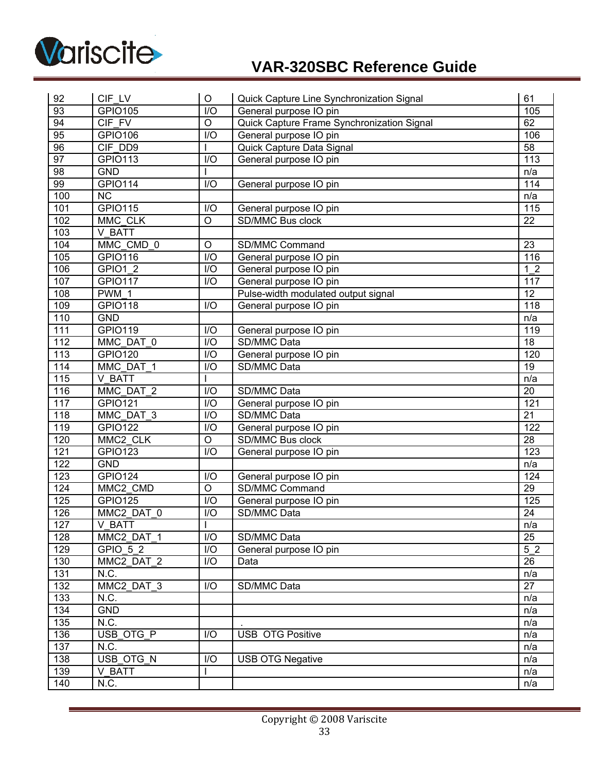| 92 | CIF_LV | O | Quick Capture Line Synchronization Signal | 61 |
|---|---|---|---|---|
| 93 | GPIO105 | I/O | General purpose IO pin | 105 |
| 94 | CIF_FV | O | Quick Capture Frame Synchronization Signal | 62 |
| 95 | GPIO106 | I/O | General purpose IO pin | 106 |
| 96 | CIF_DD9 | I | Quick Capture Data Signal | 58 |
| 97 | GPIO113 | I/O | General purpose IO pin | 113 |
| 98 | GND | I | | n/a |
| 99 | GPIO114 | I/O | General purpose IO pin | 114 |
| 100 | NC | | | n/a |
| 101 | GPIO115 | I/O | General purpose IO pin | 115 |
| 102 | MMC_CLK | O | SD/MMC Bus clock | 22 |
| 103 | V_BATT | | | |
| 104 | MMC_CMD_0 | O | SD/MMC Command | 23 |
| 105 | GPIO116 | I/O | General purpose IO pin | 116 |
| 106 | GPIO1_2 | I/O | General purpose IO pin | 1_2 |
| 107 | GPIO117 | I/O | General purpose IO pin | 117 |
| 108 | PWM_1 | | Pulse-width modulated output signal | 12 |
| 109 | GPIO118 | I/O | General purpose IO pin | 118 |
| 110 | GND | | | n/a |
| 111 | GPIO119 | I/O | General purpose IO pin | 119 |
| 112 | MMC_DAT_0 | I/O | SD/MMC Data | 18 |
| 113 | GPIO120 | I/O | General purpose IO pin | 120 |
| 114 | MMC_DAT_1 | I/O | SD/MMC Data | 19 |
| 115 | V_BATT | I | | n/a |
| 116 | MMC_DAT_2 | I/O | SD/MMC Data | 20 |
| 117 | GPIO121 | I/O | General purpose IO pin | 121 |
| 118 | MMC_DAT_3 | I/O | SD/MMC Data | 21 |
| 119 | GPIO122 | I/O | General purpose IO pin | 122 |
| 120 | MMC2_CLK | O | SD/MMC Bus clock | 28 |
| 121 | GPIO123 | I/O | General purpose IO pin | 123 |
| 122 | GND | | | n/a |
| 123 | GPIO124 | I/O | General purpose IO pin | 124 |
| 124 | MMC2_CMD | O | SD/MMC Command | 29 |
| 125 | GPIO125 | I/O | General purpose IO pin | 125 |
| 126 | MMC2_DAT_0 | I/O | SD/MMC Data | 24 |
| 127 | V_BATT | I | | n/a |
| 128 | MMC2_DAT_1 | I/O | SD/MMC Data | 25 |
| 129 | GPIO_5_2 | I/O | General purpose IO pin | 5_2 |
| 130 | MMC2_DAT_2 | I/O | Data | 26 |
| 131 | N.C. | | | n/a |
| 132 | MMC2_DAT_3 | I/O | SD/MMC Data | 27 |
| 133 | N.C. | | | n/a |
| 134 | GND | | | n/a |
| 135 | N.C. | | . | n/a |
| 136 | USB_OTG_P | I/O | USB OTG Positive | n/a |
| 137 | N.C. | | | n/a |
| 138 | USB_OTG_N | I/O | USB OTG Negative | n/a |
| 139 | V_BATT | I | | n/a |
| 140 | N.C. | | | n/a |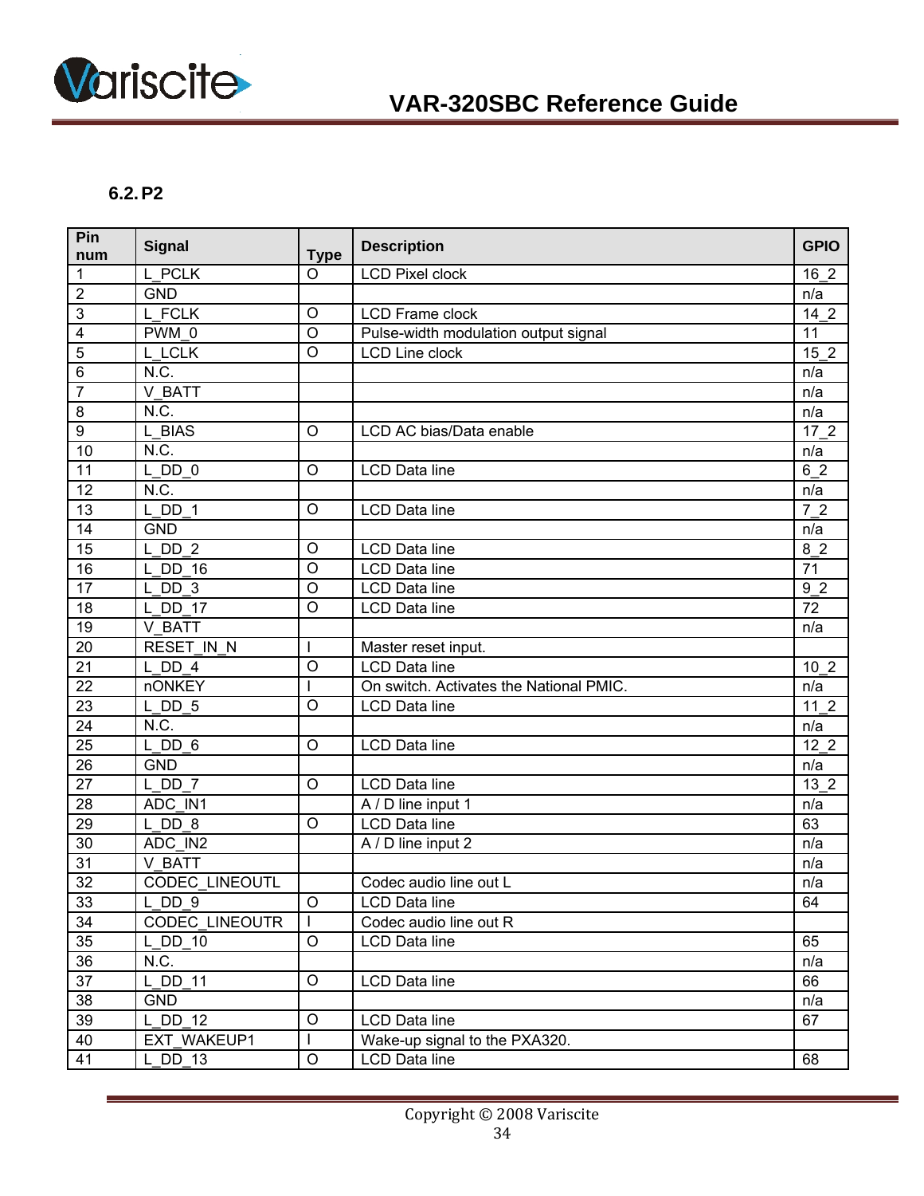### 6.2. P2

| Pin num | Signal | Type | Description | GPIO |
|---|---|---|---|---|
| 1 | L_PCLK | O | LCD Pixel clock | 16_2 |
| 2 | GND | | | n/a |
| 3 | L_FCLK | O | LCD Frame clock | 14_2 |
| 4 | PWM_0 | O | Pulse-width modulation output signal | 11 |
| 5 | L_LCLK | O | LCD Line clock | 15_2 |
| 6 | N.C. | | | n/a |
| 7 | V_BATT | | | n/a |
| 8 | N.C. | | | n/a |
| 9 | L_BIAS | O | LCD AC bias/Data enable | 17_2 |
| 10 | N.C. | | | n/a |
| 11 | L_DD_0 | O | LCD Data line | 6_2 |
| 12 | N.C. | | | n/a |
| 13 | L_DD_1 | O | LCD Data line | 7_2 |
| 14 | GND | | | n/a |
| 15 | L_DD_2 | O | LCD Data line | 8_2 |
| 16 | L_DD_16 | O | LCD Data line | 71 |
| 17 | L_DD_3 | O | LCD Data line | 9_2 |
| 18 | L_DD_17 | O | LCD Data line | 72 |
| 19 | V_BATT | | | n/a |
| 20 | RESET_IN_N | I | Master reset input. | |
| 21 | L_DD_4 | O | LCD Data line | 10_2 |
| 22 | nONKEY | I | On switch. Activates the National PMIC. | n/a |
| 23 | L_DD_5 | O | LCD Data line | 11_2 |
| 24 | N.C. | | | n/a |
| 25 | L_DD_6 | O | LCD Data line | 12_2 |
| 26 | GND | | | n/a |
| 27 | L_DD_7 | O | LCD Data line | 13_2 |
| 28 | ADC_IN1 | | A / D line input 1 | n/a |
| 29 | L_DD_8 | O | LCD Data line | 63 |
| 30 | ADC_IN2 | | A / D line input 2 | n/a |
| 31 | V_BATT | | | n/a |
| 32 | CODEC_LINEOUTL | | Codec audio line out L | n/a |
| 33 | L_DD_9 | O | LCD Data line | 64 |
| 34 | CODEC_LINEOUTR | I | Codec audio line out R | |
| 35 | L_DD_10 | O | LCD Data line | 65 |
| 36 | N.C. | | | n/a |
| 37 | L_DD_11 | O | LCD Data line | 66 |
| 38 | GND | | | n/a |
| 39 | L_DD_12 | O | LCD Data line | 67 |
| 40 | EXT_WAKEUP1 | I | Wake-up signal to the PXA320. | |
| 41 | L_DD_13 | O | LCD Data line | 68 |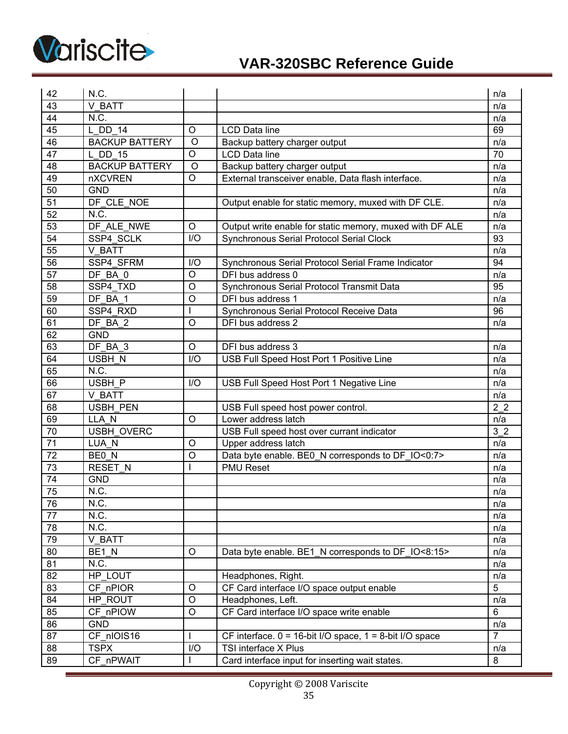| | | | | |
|---|---|---|---|---|
| 42 | N.C. | | | n/a |
| 43 | V_BATT | | | n/a |
| 44 | N.C. | | | n/a |
| 45 | L_DD_14 | O | LCD Data line | 69 |
| 46 | BACKUP BATTERY | O | Backup battery charger output | n/a |
| 47 | L_DD_15 | O | LCD Data line | 70 |
| 48 | BACKUP BATTERY | O | Backup battery charger output | n/a |
| 49 | nXCVREN | O | External transceiver enable, Data flash interface. | n/a |
| 50 | GND | | | n/a |
| 51 | DF_CLE_NOE | | Output enable for static memory, muxed with DF CLE. | n/a |
| 52 | N.C. | | | n/a |
| 53 | DF_ALE_NWE | O | Output write enable for static memory, muxed with DF ALE | n/a |
| 54 | SSP4_SCLK | I/O | Synchronous Serial Protocol Serial Clock | 93 |
| 55 | V_BATT | | | n/a |
| 56 | SSP4_SFRM | I/O | Synchronous Serial Protocol Serial Frame Indicator | 94 |
| 57 | DF_BA_0 | O | DFI bus address 0 | n/a |
| 58 | SSP4_TXD | O | Synchronous Serial Protocol Transmit Data | 95 |
| 59 | DF_BA_1 | O | DFI bus address 1 | n/a |
| 60 | SSP4_RXD | I | Synchronous Serial Protocol Receive Data | 96 |
| 61 | DF_BA_2 | O | DFI bus address 2 | n/a |
| 62 | GND | | | |
| 63 | DF_BA_3 | O | DFI bus address 3 | n/a |
| 64 | USBH_N | I/O | USB Full Speed Host Port 1 Positive Line | n/a |
| 65 | N.C. | | | n/a |
| 66 | USBH_P | I/O | USB Full Speed Host Port 1 Negative Line | n/a |
| 67 | V_BATT | | | n/a |
| 68 | USBH_PEN | | USB Full speed host power control. | 2_2 |
| 69 | LLA_N | O | Lower address latch | n/a |
| 70 | USBH_OVERC | | USB Full speed host over currant indicator | 3_2 |
| 71 | LUA_N | O | Upper address latch | n/a |
| 72 | BE0_N | O | Data byte enable. BE0_N corresponds to DF_IO<0:7> | n/a |
| 73 | RESET_N | I | PMU Reset | n/a |
| 74 | GND | | | n/a |
| 75 | N.C. | | | n/a |
| 76 | N.C. | | | n/a |
| 77 | N.C. | | | n/a |
| 78 | N.C. | | | n/a |
| 79 | V_BATT | | | n/a |
| 80 | BE1_N | O | Data byte enable. BE1_N corresponds to DF_IO<8:15> | n/a |
| 81 | N.C. | | | n/a |
| 82 | HP_LOUT | | Headphones, Right. | n/a |
| 83 | CF_nPIOR | O | CF Card interface I/O space output enable | 5 |
| 84 | HP_ROUT | O | Headphones, Left. | n/a |
| 85 | CF_nPIOW | O | CF Card interface I/O space write enable | 6 |
| 86 | GND | | | n/a |
| 87 | CF_nIOIS16 | I | CF interface. 0 = 16-bit I/O space, 1 = 8-bit I/O space | 7 |
| 88 | TSPX | I/O | TSI interface X Plus | n/a |
| 89 | CF_nPWAIT | I | Card interface input for inserting wait states. | 8 |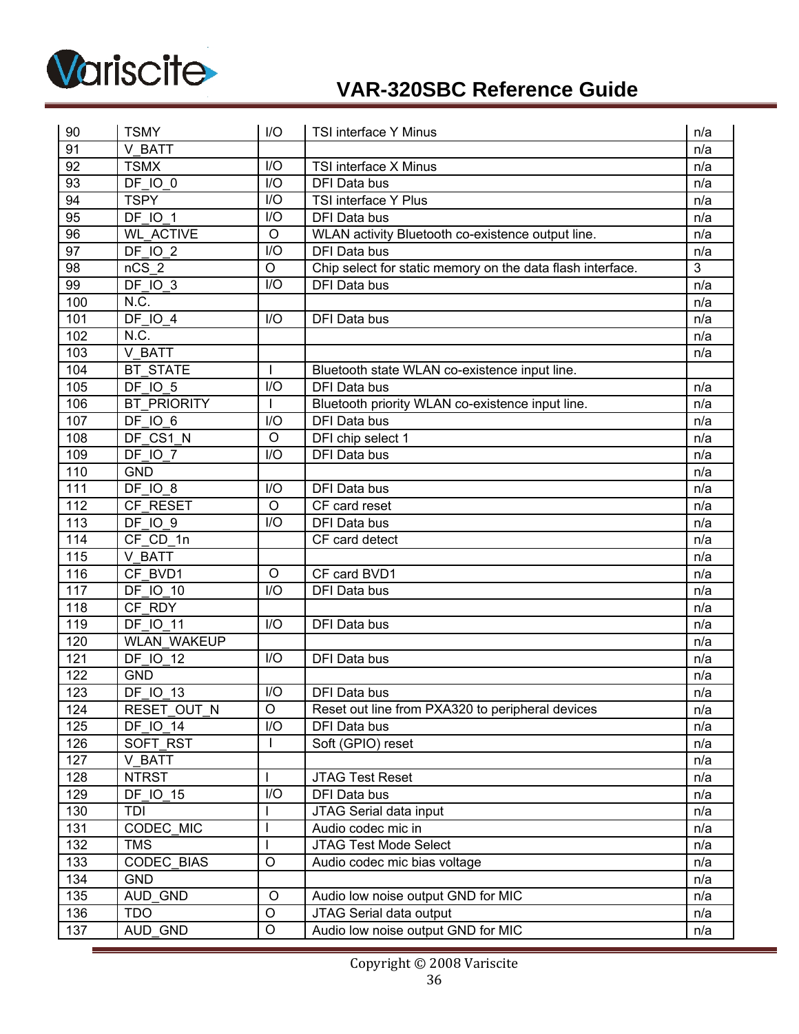| 90 | TSMY | I/O | TSI interface Y Minus | n/a |
|---|---|---|---|---|
| 91 | V_BATT | | | n/a |
| 92 | TSMX | I/O | TSI interface X Minus | n/a |
| 93 | DF_IO_0 | I/O | DFI Data bus | n/a |
| 94 | TSPY | I/O | TSI interface Y Plus | n/a |
| 95 | DF_IO_1 | I/O | DFI Data bus | n/a |
| 96 | WL_ACTIVE | O | WLAN activity Bluetooth co-existence output line. | n/a |
| 97 | DF_IO_2 | I/O | DFI Data bus | n/a |
| 98 | nCS_2 | O | Chip select for static memory on the data flash interface. | 3 |
| 99 | DF_IO_3 | I/O | DFI Data bus | n/a |
| 100 | N.C. | | | n/a |
| 101 | DF_IO_4 | I/O | DFI Data bus | n/a |
| 102 | N.C. | | | n/a |
| 103 | V_BATT | | | n/a |
| 104 | BT_STATE | I | Bluetooth state WLAN co-existence input line. | |
| 105 | DF_IO_5 | I/O | DFI Data bus | n/a |
| 106 | BT_PRIORITY | I | Bluetooth priority WLAN co-existence input line. | n/a |
| 107 | DF_IO_6 | I/O | DFI Data bus | n/a |
| 108 | DF_CS1_N | O | DFI chip select 1 | n/a |
| 109 | DF_IO_7 | I/O | DFI Data bus | n/a |
| 110 | GND | | | n/a |
| 111 | DF_IO_8 | I/O | DFI Data bus | n/a |
| 112 | CF_RESET | O | CF card reset | n/a |
| 113 | DF_IO_9 | I/O | DFI Data bus | n/a |
| 114 | CF_CD_1n | | CF card detect | n/a |
| 115 | V_BATT | | | n/a |
| 116 | CF_BVD1 | O | CF card BVD1 | n/a |
| 117 | DF_IO_10 | I/O | DFI Data bus | n/a |
| 118 | CF_RDY | | | n/a |
| 119 | DF_IO_11 | I/O | DFI Data bus | n/a |
| 120 | WLAN_WAKEUP | | | n/a |
| 121 | DF_IO_12 | I/O | DFI Data bus | n/a |
| 122 | GND | | | n/a |
| 123 | DF_IO_13 | I/O | DFI Data bus | n/a |
| 124 | RESET_OUT_N | O | Reset out line from PXA320 to peripheral devices | n/a |
| 125 | DF_IO_14 | I/O | DFI Data bus | n/a |
| 126 | SOFT_RST | I | Soft (GPIO) reset | n/a |
| 127 | V_BATT | | | n/a |
| 128 | NTRST | I | JTAG Test Reset | n/a |
| 129 | DF_IO_15 | I/O | DFI Data bus | n/a |
| 130 | TDI | I | JTAG Serial data input | n/a |
| 131 | CODEC_MIC | I | Audio codec mic in | n/a |
| 132 | TMS | I | JTAG Test Mode Select | n/a |
| 133 | CODEC_BIAS | O | Audio codec mic bias voltage | n/a |
| 134 | GND | | | n/a |
| 135 | AUD_GND | O | Audio low noise output GND for MIC | n/a |
| 136 | TDO | O | JTAG Serial data output | n/a |
| 137 | AUD_GND | O | Audio low noise output GND for MIC | n/a |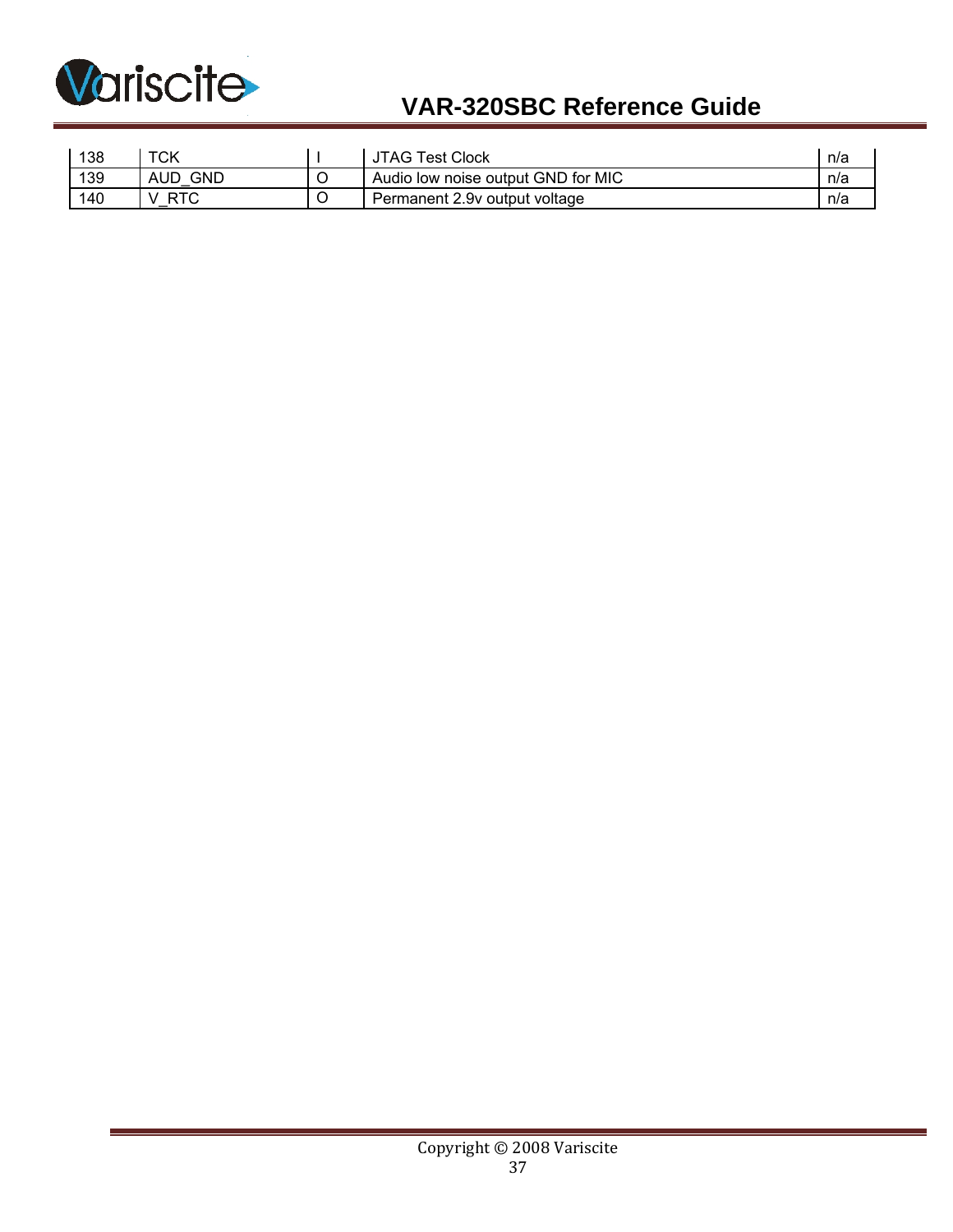| 138 | TCK | I | JTAG Test Clock | n/a |
|---|---|---|---|---|
| 139 | AUD_GND | O | Audio low noise output GND for MIC | n/a |
| 140 | V_RTC | O | Permanent 2.9v output voltage | n/a |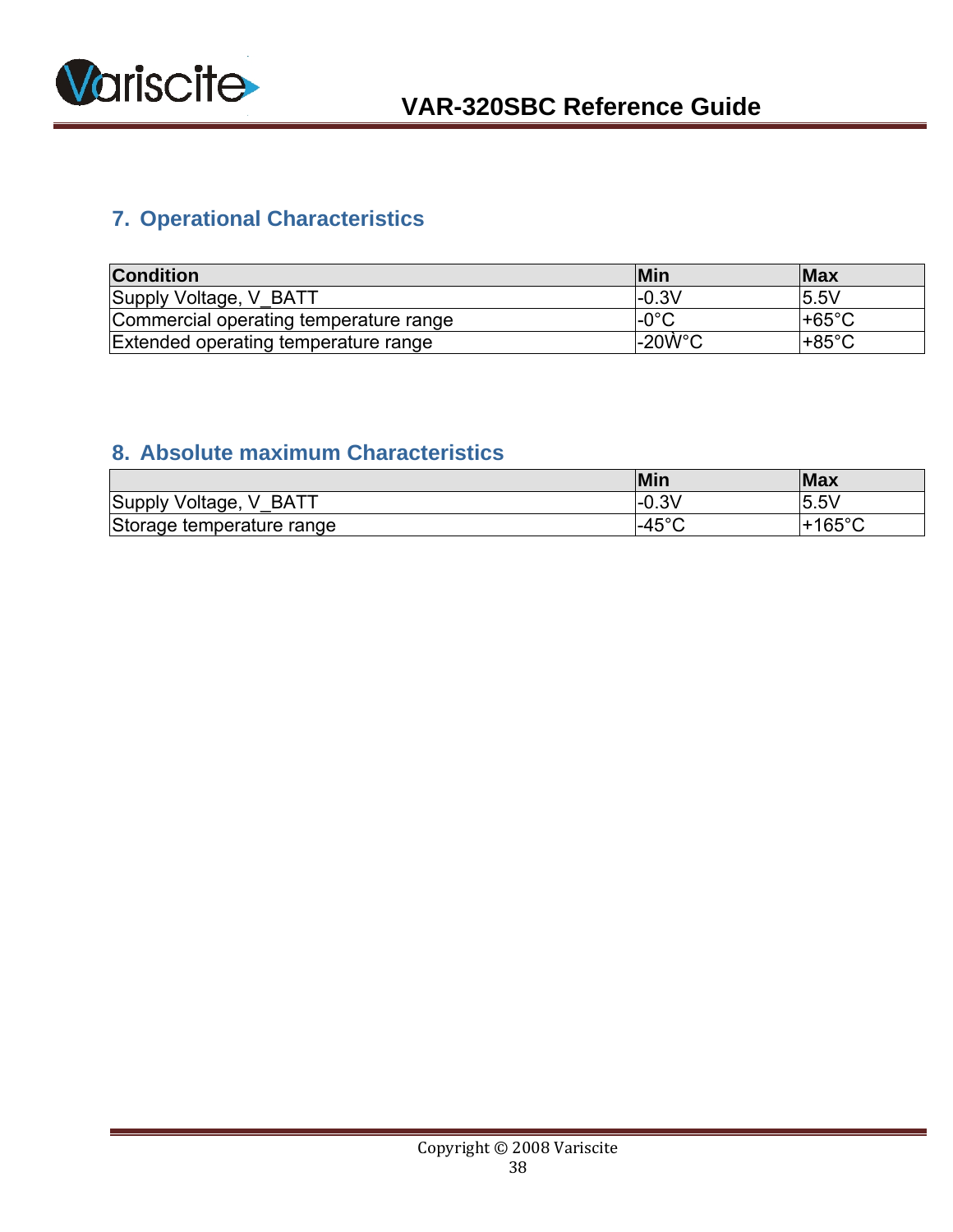## 7. Operational Characteristics

| Condition | Min | Max |
|---|---|---|
| Supply Voltage, V_BATT | -0.3V | 5.5V |
| Commercial operating temperature range | -0°C | +65°C |
| Extended operating temperature range | -20Ẁ°C | +85°C |

## 8. Absolute maximum Characteristics

| | Min | Max |
|---|---|---|
| Supply Voltage, V_BATT | -0.3V | 5.5V |
| Storage temperature range | -45°C | +165°C |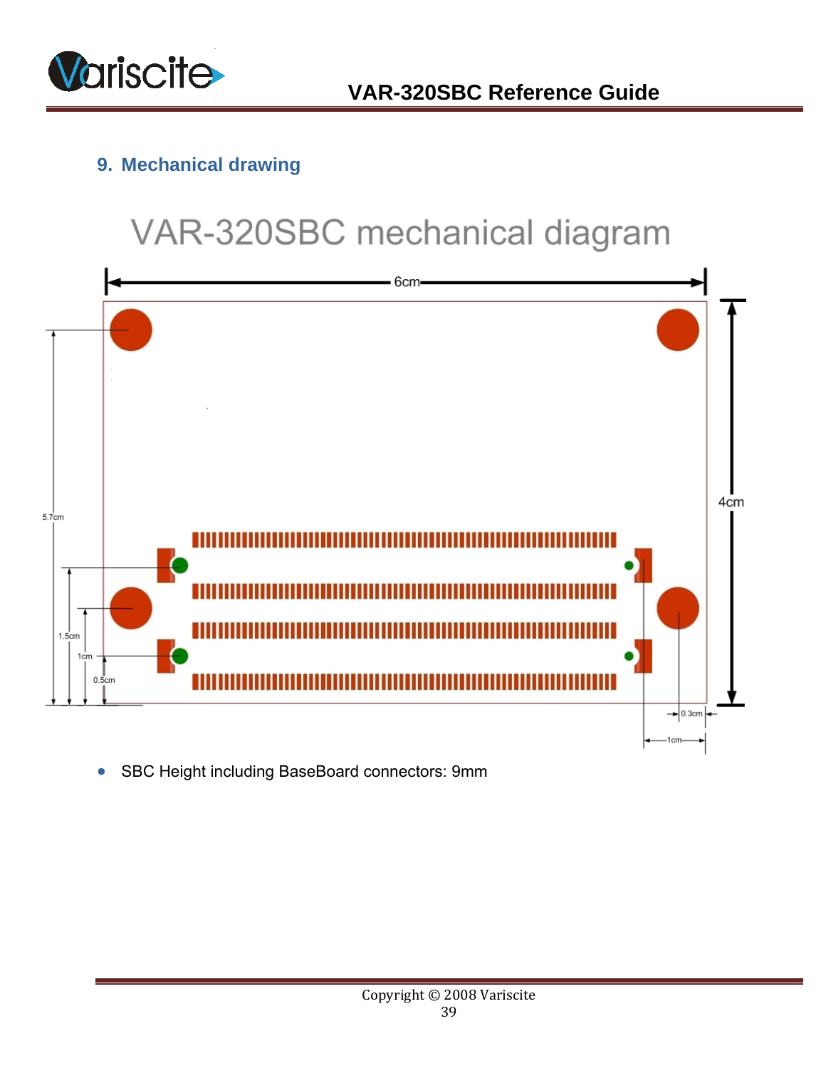## 9. Mechanical drawing

VAR-320SBC mechanical diagram

6cm

4cm

5.7cm

1.5cm

1cm

0.5cm

0.3cm

1cm

- SBC Height including BaseBoard connectors: 9mm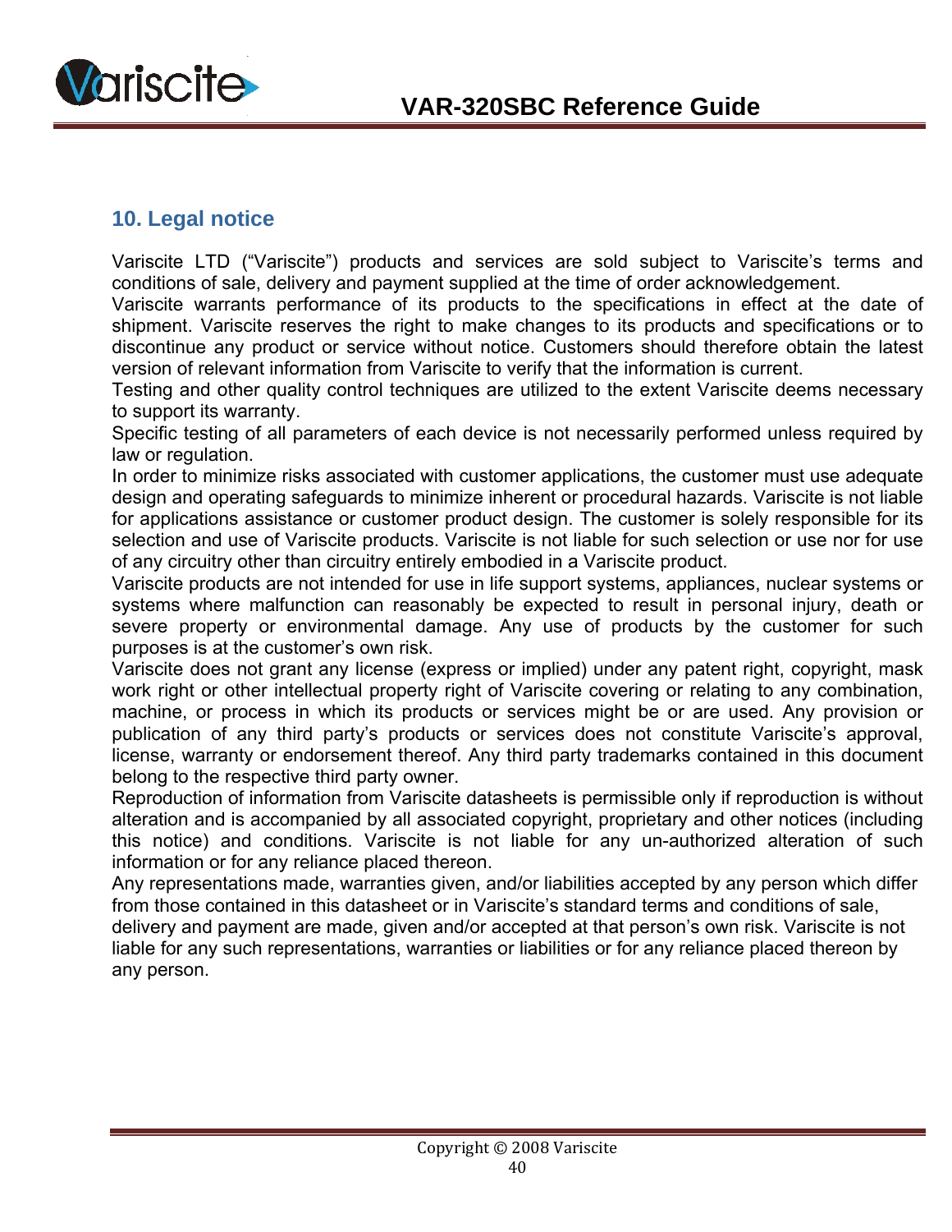## 10. Legal notice

Variscite LTD ("Variscite") products and services are sold subject to Variscite's terms and conditions of sale, delivery and payment supplied at the time of order acknowledgement.
Variscite warrants performance of its products to the specifications in effect at the date of shipment. Variscite reserves the right to make changes to its products and specifications or to discontinue any product or service without notice. Customers should therefore obtain the latest version of relevant information from Variscite to verify that the information is current.
Testing and other quality control techniques are utilized to the extent Variscite deems necessary to support its warranty.
Specific testing of all parameters of each device is not necessarily performed unless required by law or regulation.
In order to minimize risks associated with customer applications, the customer must use adequate design and operating safeguards to minimize inherent or procedural hazards. Variscite is not liable for applications assistance or customer product design. The customer is solely responsible for its selection and use of Variscite products. Variscite is not liable for such selection or use nor for use of any circuitry other than circuitry entirely embodied in a Variscite product.
Variscite products are not intended for use in life support systems, appliances, nuclear systems or systems where malfunction can reasonably be expected to result in personal injury, death or severe property or environmental damage. Any use of products by the customer for such purposes is at the customer's own risk.
Variscite does not grant any license (express or implied) under any patent right, copyright, mask work right or other intellectual property right of Variscite covering or relating to any combination, machine, or process in which its products or services might be or are used. Any provision or publication of any third party's products or services does not constitute Variscite's approval, license, warranty or endorsement thereof. Any third party trademarks contained in this document belong to the respective third party owner.
Reproduction of information from Variscite datasheets is permissible only if reproduction is without alteration and is accompanied by all associated copyright, proprietary and other notices (including this notice) and conditions. Variscite is not liable for any un-authorized alteration of such information or for any reliance placed thereon.
Any representations made, warranties given, and/or liabilities accepted by any person which differ from those contained in this datasheet or in Variscite's standard terms and conditions of sale, delivery and payment are made, given and/or accepted at that person's own risk. Variscite is not liable for any such representations, warranties or liabilities or for any reliance placed thereon by any person.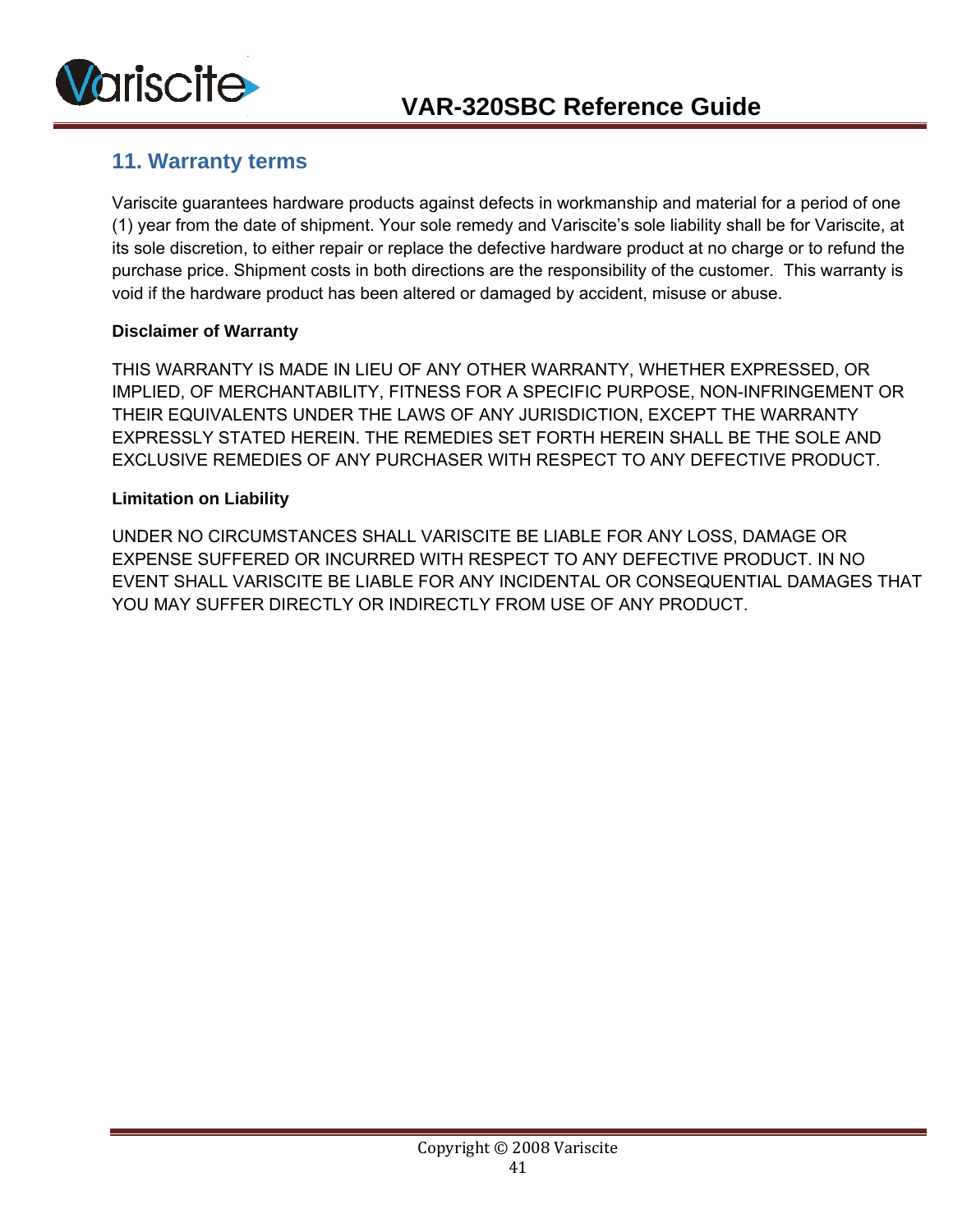## 11. Warranty terms

Variscite guarantees hardware products against defects in workmanship and material for a period of one (1) year from the date of shipment. Your sole remedy and Variscite's sole liability shall be for Variscite, at its sole discretion, to either repair or replace the defective hardware product at no charge or to refund the purchase price. Shipment costs in both directions are the responsibility of the customer. This warranty is void if the hardware product has been altered or damaged by accident, misuse or abuse.

**Disclaimer of Warranty**

THIS WARRANTY IS MADE IN LIEU OF ANY OTHER WARRANTY, WHETHER EXPRESSED, OR IMPLIED, OF MERCHANTABILITY, FITNESS FOR A SPECIFIC PURPOSE, NON-INFRINGEMENT OR THEIR EQUIVALENTS UNDER THE LAWS OF ANY JURISDICTION, EXCEPT THE WARRANTY EXPRESSLY STATED HEREIN. THE REMEDIES SET FORTH HEREIN SHALL BE THE SOLE AND EXCLUSIVE REMEDIES OF ANY PURCHASER WITH RESPECT TO ANY DEFECTIVE PRODUCT.

**Limitation on Liability**

UNDER NO CIRCUMSTANCES SHALL VARISCITE BE LIABLE FOR ANY LOSS, DAMAGE OR EXPENSE SUFFERED OR INCURRED WITH RESPECT TO ANY DEFECTIVE PRODUCT. IN NO EVENT SHALL VARISCITE BE LIABLE FOR ANY INCIDENTAL OR CONSEQUENTIAL DAMAGES THAT YOU MAY SUFFER DIRECTLY OR INDIRECTLY FROM USE OF ANY PRODUCT.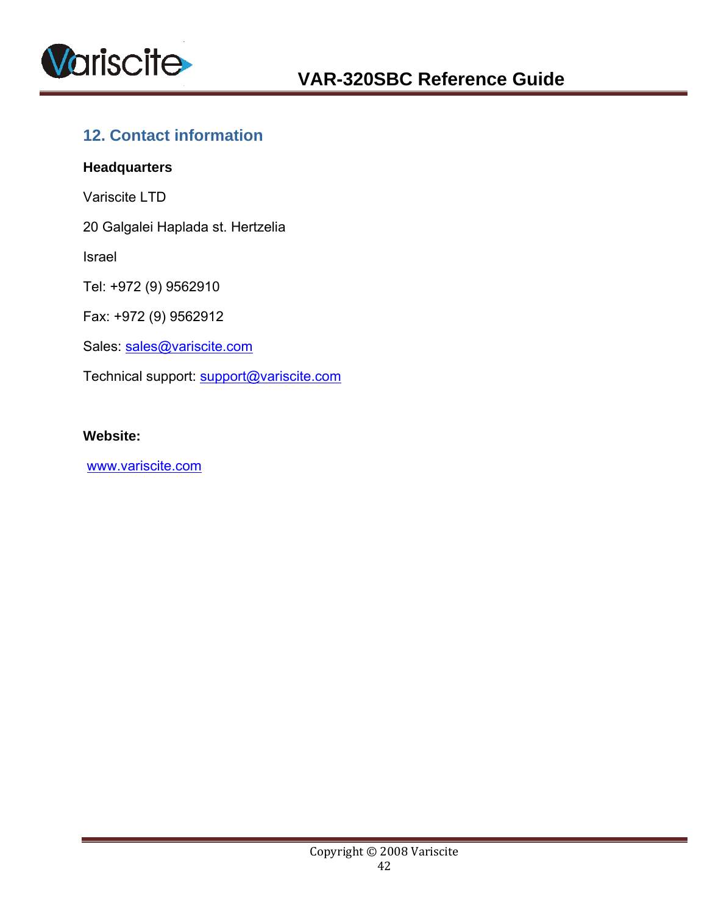## 12. Contact information

**Headquarters**

Variscite LTD

20 Galgalei Haplada st. Hertzelia

Israel

Tel: +972 (9) 9562910

Fax: +972 (9) 9562912

Sales: sales@variscite.com

Technical support: support@variscite.com

**Website:**

www.variscite.com